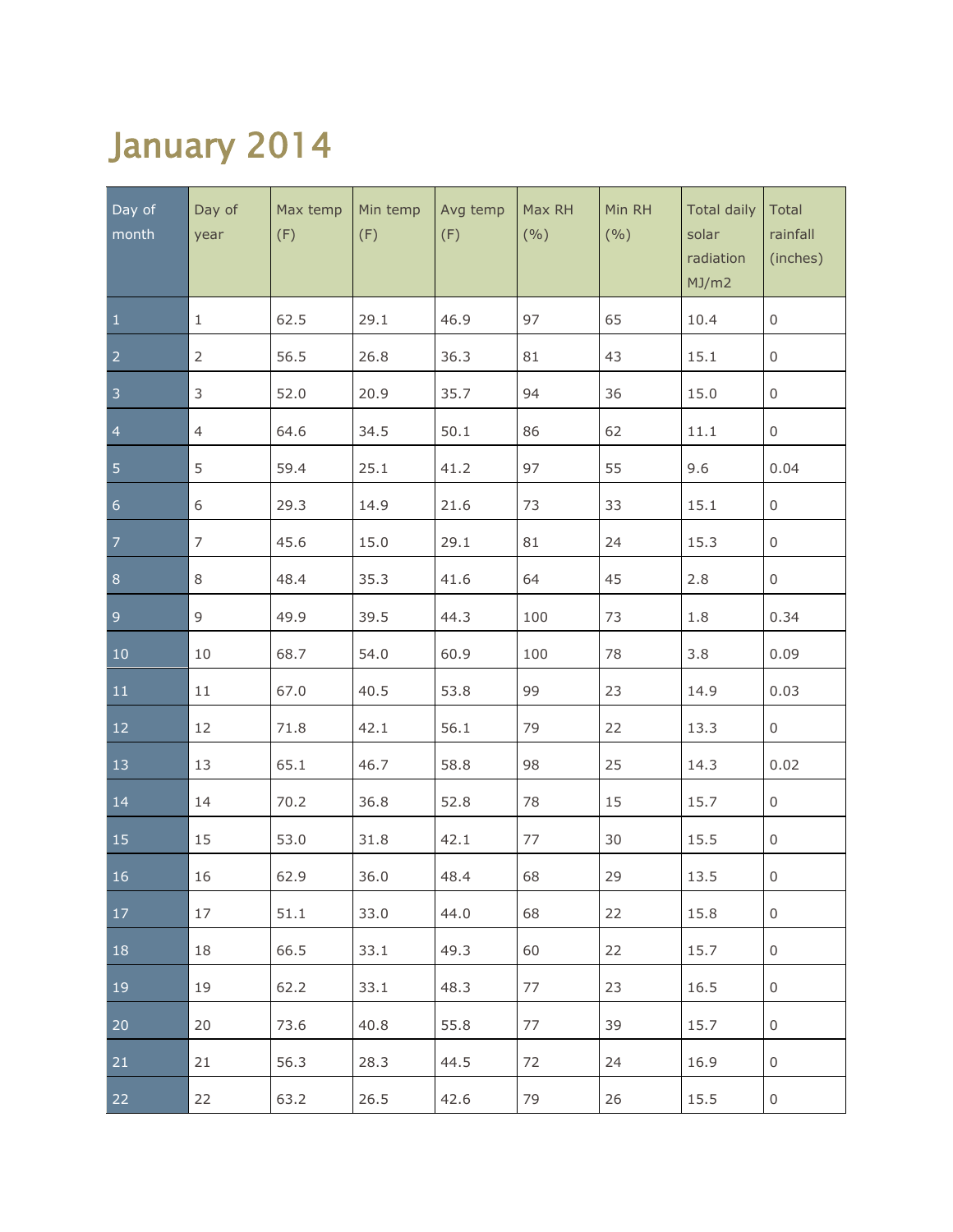# January 2014

| Day of month | Day of year | Max temp (F) | Min temp (F) | Avg temp (F) | Max RH (%) | Min RH (%) | Total daily solar radiation MJ/m2 | Total rainfall (inches) |
|---|---|---|---|---|---|---|---|---|
| 1 | 1 | 62.5 | 29.1 | 46.9 | 97 | 65 | 10.4 | 0 |
| 2 | 2 | 56.5 | 26.8 | 36.3 | 81 | 43 | 15.1 | 0 |
| 3 | 3 | 52.0 | 20.9 | 35.7 | 94 | 36 | 15.0 | 0 |
| 4 | 4 | 64.6 | 34.5 | 50.1 | 86 | 62 | 11.1 | 0 |
| 5 | 5 | 59.4 | 25.1 | 41.2 | 97 | 55 | 9.6 | 0.04 |
| 6 | 6 | 29.3 | 14.9 | 21.6 | 73 | 33 | 15.1 | 0 |
| 7 | 7 | 45.6 | 15.0 | 29.1 | 81 | 24 | 15.3 | 0 |
| 8 | 8 | 48.4 | 35.3 | 41.6 | 64 | 45 | 2.8 | 0 |
| 9 | 9 | 49.9 | 39.5 | 44.3 | 100 | 73 | 1.8 | 0.34 |
| 10 | 10 | 68.7 | 54.0 | 60.9 | 100 | 78 | 3.8 | 0.09 |
| 11 | 11 | 67.0 | 40.5 | 53.8 | 99 | 23 | 14.9 | 0.03 |
| 12 | 12 | 71.8 | 42.1 | 56.1 | 79 | 22 | 13.3 | 0 |
| 13 | 13 | 65.1 | 46.7 | 58.8 | 98 | 25 | 14.3 | 0.02 |
| 14 | 14 | 70.2 | 36.8 | 52.8 | 78 | 15 | 15.7 | 0 |
| 15 | 15 | 53.0 | 31.8 | 42.1 | 77 | 30 | 15.5 | 0 |
| 16 | 16 | 62.9 | 36.0 | 48.4 | 68 | 29 | 13.5 | 0 |
| 17 | 17 | 51.1 | 33.0 | 44.0 | 68 | 22 | 15.8 | 0 |
| 18 | 18 | 66.5 | 33.1 | 49.3 | 60 | 22 | 15.7 | 0 |
| 19 | 19 | 62.2 | 33.1 | 48.3 | 77 | 23 | 16.5 | 0 |
| 20 | 20 | 73.6 | 40.8 | 55.8 | 77 | 39 | 15.7 | 0 |
| 21 | 21 | 56.3 | 28.3 | 44.5 | 72 | 24 | 16.9 | 0 |
| 22 | 22 | 63.2 | 26.5 | 42.6 | 79 | 26 | 15.5 | 0 |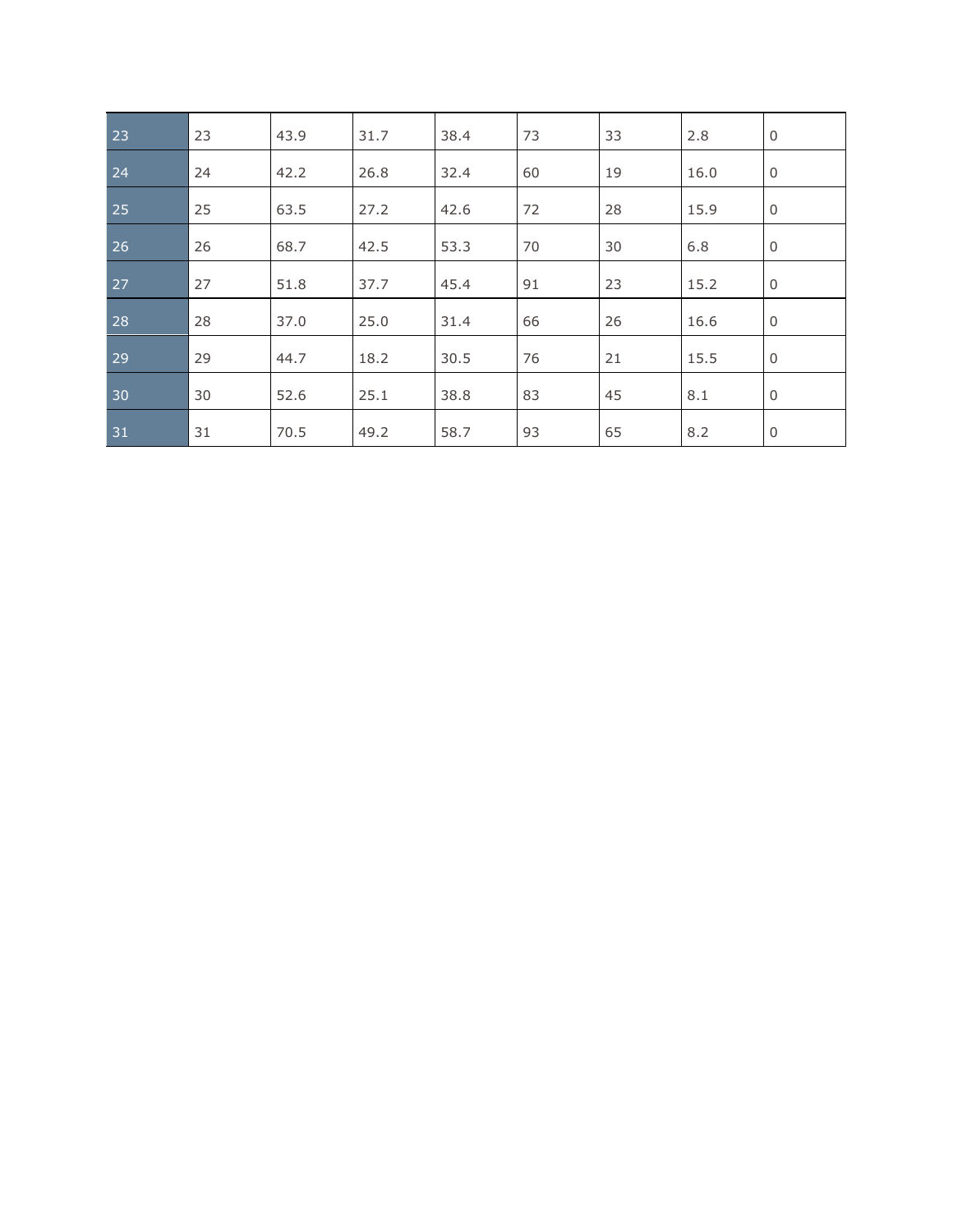| | | | | | | | | |
|---|---|---|---|---|---|---|---|---|
| 23 | 23 | 43.9 | 31.7 | 38.4 | 73 | 33 | 2.8 | 0 |
| 24 | 24 | 42.2 | 26.8 | 32.4 | 60 | 19 | 16.0 | 0 |
| 25 | 25 | 63.5 | 27.2 | 42.6 | 72 | 28 | 15.9 | 0 |
| 26 | 26 | 68.7 | 42.5 | 53.3 | 70 | 30 | 6.8 | 0 |
| 27 | 27 | 51.8 | 37.7 | 45.4 | 91 | 23 | 15.2 | 0 |
| 28 | 28 | 37.0 | 25.0 | 31.4 | 66 | 26 | 16.6 | 0 |
| 29 | 29 | 44.7 | 18.2 | 30.5 | 76 | 21 | 15.5 | 0 |
| 30 | 30 | 52.6 | 25.1 | 38.8 | 83 | 45 | 8.1 | 0 |
| 31 | 31 | 70.5 | 49.2 | 58.7 | 93 | 65 | 8.2 | 0 |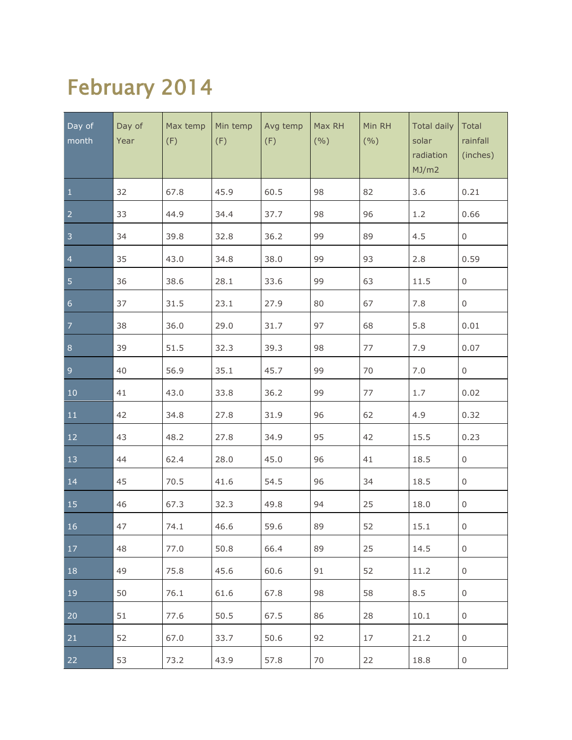# February 2014

| Day of month | Day of Year | Max temp (F) | Min temp (F) | Avg temp (F) | Max RH (%) | Min RH (%) | Total daily solar radiation MJ/m2 | Total rainfall (inches) |
|---|---|---|---|---|---|---|---|---|
| 1 | 32 | 67.8 | 45.9 | 60.5 | 98 | 82 | 3.6 | 0.21 |
| 2 | 33 | 44.9 | 34.4 | 37.7 | 98 | 96 | 1.2 | 0.66 |
| 3 | 34 | 39.8 | 32.8 | 36.2 | 99 | 89 | 4.5 | 0 |
| 4 | 35 | 43.0 | 34.8 | 38.0 | 99 | 93 | 2.8 | 0.59 |
| 5 | 36 | 38.6 | 28.1 | 33.6 | 99 | 63 | 11.5 | 0 |
| 6 | 37 | 31.5 | 23.1 | 27.9 | 80 | 67 | 7.8 | 0 |
| 7 | 38 | 36.0 | 29.0 | 31.7 | 97 | 68 | 5.8 | 0.01 |
| 8 | 39 | 51.5 | 32.3 | 39.3 | 98 | 77 | 7.9 | 0.07 |
| 9 | 40 | 56.9 | 35.1 | 45.7 | 99 | 70 | 7.0 | 0 |
| 10 | 41 | 43.0 | 33.8 | 36.2 | 99 | 77 | 1.7 | 0.02 |
| 11 | 42 | 34.8 | 27.8 | 31.9 | 96 | 62 | 4.9 | 0.32 |
| 12 | 43 | 48.2 | 27.8 | 34.9 | 95 | 42 | 15.5 | 0.23 |
| 13 | 44 | 62.4 | 28.0 | 45.0 | 96 | 41 | 18.5 | 0 |
| 14 | 45 | 70.5 | 41.6 | 54.5 | 96 | 34 | 18.5 | 0 |
| 15 | 46 | 67.3 | 32.3 | 49.8 | 94 | 25 | 18.0 | 0 |
| 16 | 47 | 74.1 | 46.6 | 59.6 | 89 | 52 | 15.1 | 0 |
| 17 | 48 | 77.0 | 50.8 | 66.4 | 89 | 25 | 14.5 | 0 |
| 18 | 49 | 75.8 | 45.6 | 60.6 | 91 | 52 | 11.2 | 0 |
| 19 | 50 | 76.1 | 61.6 | 67.8 | 98 | 58 | 8.5 | 0 |
| 20 | 51 | 77.6 | 50.5 | 67.5 | 86 | 28 | 10.1 | 0 |
| 21 | 52 | 67.0 | 33.7 | 50.6 | 92 | 17 | 21.2 | 0 |
| 22 | 53 | 73.2 | 43.9 | 57.8 | 70 | 22 | 18.8 | 0 |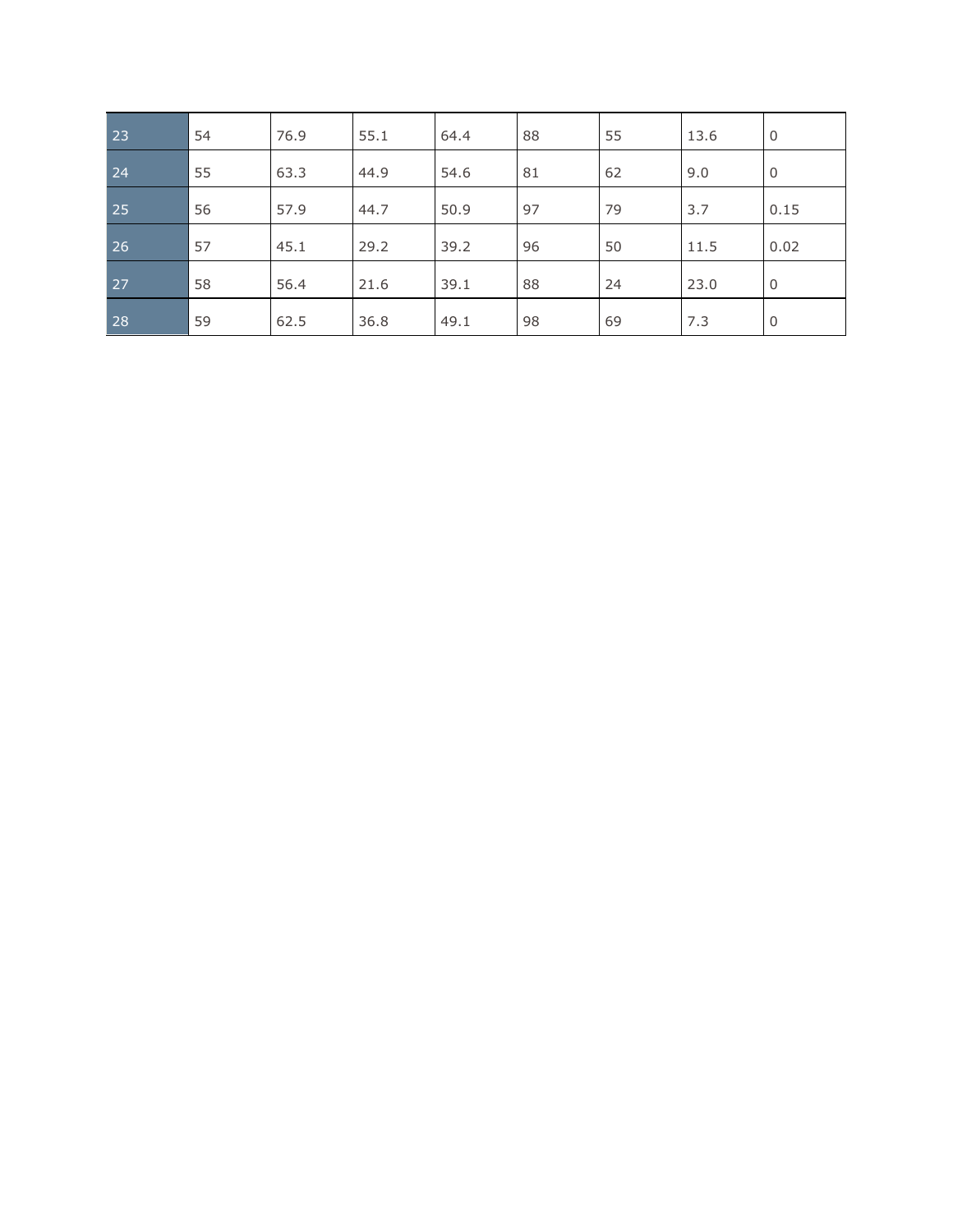| 23 | 54 | 76.9 | 55.1 | 64.4 | 88 | 55 | 13.6 | 0 |
|---|---|---|---|---|---|---|---|---|
| 24 | 55 | 63.3 | 44.9 | 54.6 | 81 | 62 | 9.0 | 0 |
| 25 | 56 | 57.9 | 44.7 | 50.9 | 97 | 79 | 3.7 | 0.15 |
| 26 | 57 | 45.1 | 29.2 | 39.2 | 96 | 50 | 11.5 | 0.02 |
| 27 | 58 | 56.4 | 21.6 | 39.1 | 88 | 24 | 23.0 | 0 |
| 28 | 59 | 62.5 | 36.8 | 49.1 | 98 | 69 | 7.3 | 0 |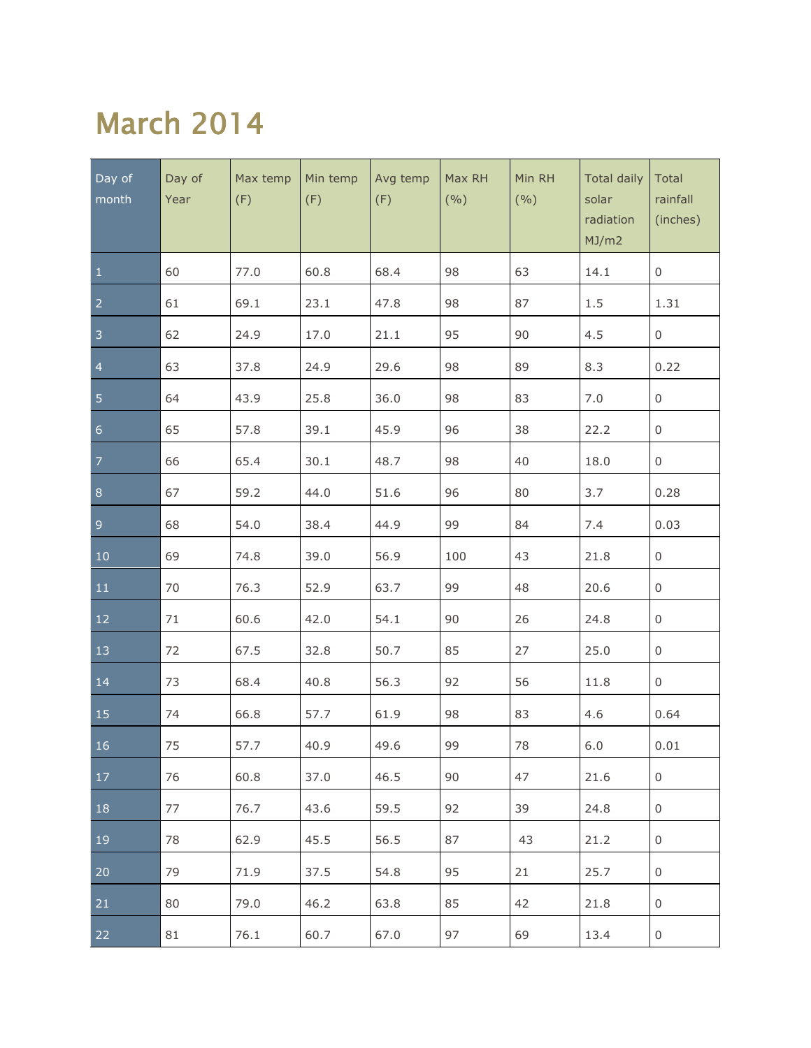# March 2014

| Day of month | Day of Year | Max temp (F) | Min temp (F) | Avg temp (F) | Max RH (%) | Min RH (%) | Total daily solar radiation MJ/m2 | Total rainfall (inches) |
|---|---|---|---|---|---|---|---|---|
| 1 | 60 | 77.0 | 60.8 | 68.4 | 98 | 63 | 14.1 | 0 |
| 2 | 61 | 69.1 | 23.1 | 47.8 | 98 | 87 | 1.5 | 1.31 |
| 3 | 62 | 24.9 | 17.0 | 21.1 | 95 | 90 | 4.5 | 0 |
| 4 | 63 | 37.8 | 24.9 | 29.6 | 98 | 89 | 8.3 | 0.22 |
| 5 | 64 | 43.9 | 25.8 | 36.0 | 98 | 83 | 7.0 | 0 |
| 6 | 65 | 57.8 | 39.1 | 45.9 | 96 | 38 | 22.2 | 0 |
| 7 | 66 | 65.4 | 30.1 | 48.7 | 98 | 40 | 18.0 | 0 |
| 8 | 67 | 59.2 | 44.0 | 51.6 | 96 | 80 | 3.7 | 0.28 |
| 9 | 68 | 54.0 | 38.4 | 44.9 | 99 | 84 | 7.4 | 0.03 |
| 10 | 69 | 74.8 | 39.0 | 56.9 | 100 | 43 | 21.8 | 0 |
| 11 | 70 | 76.3 | 52.9 | 63.7 | 99 | 48 | 20.6 | 0 |
| 12 | 71 | 60.6 | 42.0 | 54.1 | 90 | 26 | 24.8 | 0 |
| 13 | 72 | 67.5 | 32.8 | 50.7 | 85 | 27 | 25.0 | 0 |
| 14 | 73 | 68.4 | 40.8 | 56.3 | 92 | 56 | 11.8 | 0 |
| 15 | 74 | 66.8 | 57.7 | 61.9 | 98 | 83 | 4.6 | 0.64 |
| 16 | 75 | 57.7 | 40.9 | 49.6 | 99 | 78 | 6.0 | 0.01 |
| 17 | 76 | 60.8 | 37.0 | 46.5 | 90 | 47 | 21.6 | 0 |
| 18 | 77 | 76.7 | 43.6 | 59.5 | 92 | 39 | 24.8 | 0 |
| 19 | 78 | 62.9 | 45.5 | 56.5 | 87 | 43 | 21.2 | 0 |
| 20 | 79 | 71.9 | 37.5 | 54.8 | 95 | 21 | 25.7 | 0 |
| 21 | 80 | 79.0 | 46.2 | 63.8 | 85 | 42 | 21.8 | 0 |
| 22 | 81 | 76.1 | 60.7 | 67.0 | 97 | 69 | 13.4 | 0 |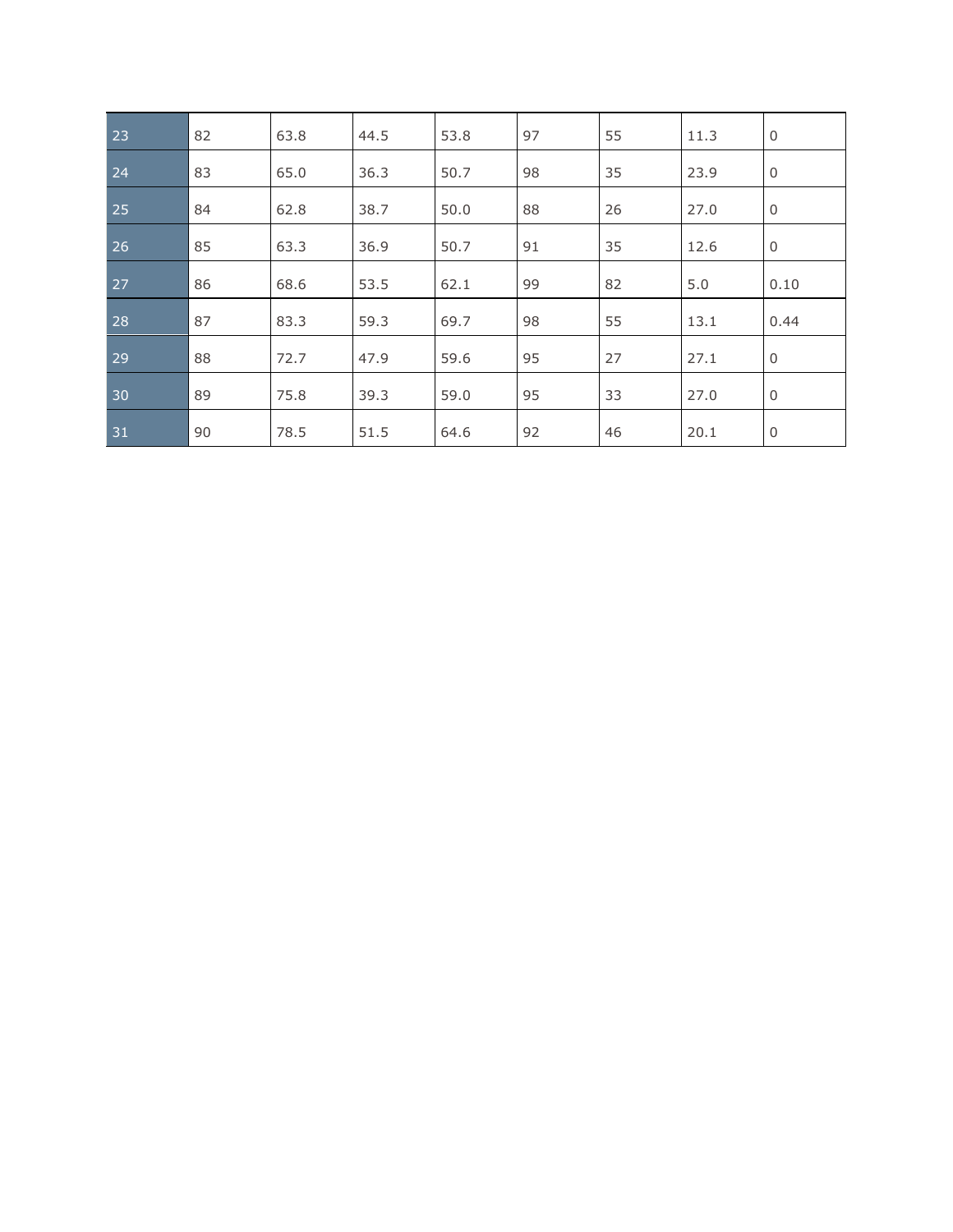| | | | | | | | | |
|---|---|---|---|---|---|---|---|---|
| 23 | 82 | 63.8 | 44.5 | 53.8 | 97 | 55 | 11.3 | 0 |
| 24 | 83 | 65.0 | 36.3 | 50.7 | 98 | 35 | 23.9 | 0 |
| 25 | 84 | 62.8 | 38.7 | 50.0 | 88 | 26 | 27.0 | 0 |
| 26 | 85 | 63.3 | 36.9 | 50.7 | 91 | 35 | 12.6 | 0 |
| 27 | 86 | 68.6 | 53.5 | 62.1 | 99 | 82 | 5.0 | 0.10 |
| 28 | 87 | 83.3 | 59.3 | 69.7 | 98 | 55 | 13.1 | 0.44 |
| 29 | 88 | 72.7 | 47.9 | 59.6 | 95 | 27 | 27.1 | 0 |
| 30 | 89 | 75.8 | 39.3 | 59.0 | 95 | 33 | 27.0 | 0 |
| 31 | 90 | 78.5 | 51.5 | 64.6 | 92 | 46 | 20.1 | 0 |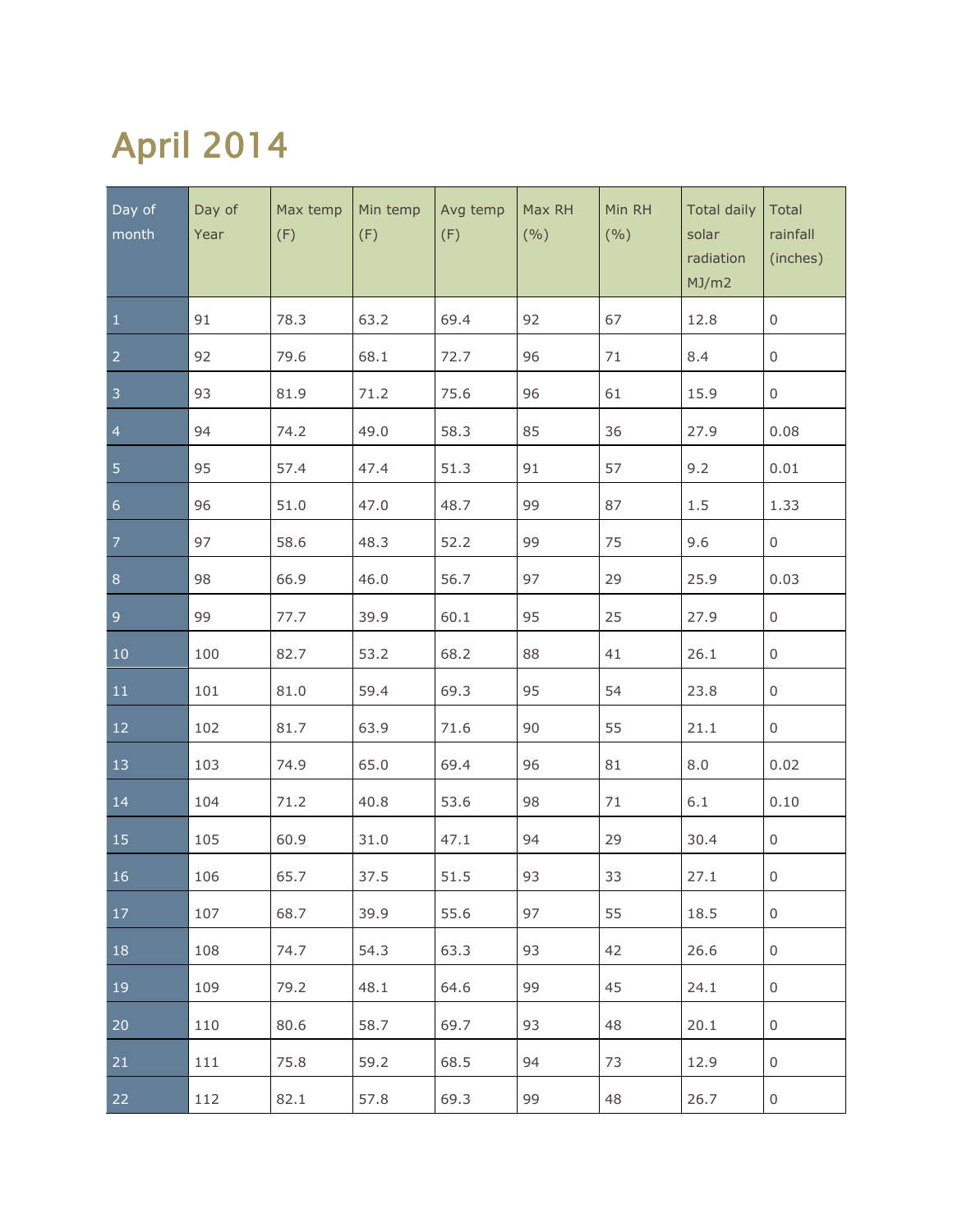# April 2014

| Day of month | Day of Year | Max temp (F) | Min temp (F) | Avg temp (F) | Max RH (%) | Min RH (%) | Total daily solar radiation MJ/m2 | Total rainfall (inches) |
|---|---|---|---|---|---|---|---|---|
| 1 | 91 | 78.3 | 63.2 | 69.4 | 92 | 67 | 12.8 | 0 |
| 2 | 92 | 79.6 | 68.1 | 72.7 | 96 | 71 | 8.4 | 0 |
| 3 | 93 | 81.9 | 71.2 | 75.6 | 96 | 61 | 15.9 | 0 |
| 4 | 94 | 74.2 | 49.0 | 58.3 | 85 | 36 | 27.9 | 0.08 |
| 5 | 95 | 57.4 | 47.4 | 51.3 | 91 | 57 | 9.2 | 0.01 |
| 6 | 96 | 51.0 | 47.0 | 48.7 | 99 | 87 | 1.5 | 1.33 |
| 7 | 97 | 58.6 | 48.3 | 52.2 | 99 | 75 | 9.6 | 0 |
| 8 | 98 | 66.9 | 46.0 | 56.7 | 97 | 29 | 25.9 | 0.03 |
| 9 | 99 | 77.7 | 39.9 | 60.1 | 95 | 25 | 27.9 | 0 |
| 10 | 100 | 82.7 | 53.2 | 68.2 | 88 | 41 | 26.1 | 0 |
| 11 | 101 | 81.0 | 59.4 | 69.3 | 95 | 54 | 23.8 | 0 |
| 12 | 102 | 81.7 | 63.9 | 71.6 | 90 | 55 | 21.1 | 0 |
| 13 | 103 | 74.9 | 65.0 | 69.4 | 96 | 81 | 8.0 | 0.02 |
| 14 | 104 | 71.2 | 40.8 | 53.6 | 98 | 71 | 6.1 | 0.10 |
| 15 | 105 | 60.9 | 31.0 | 47.1 | 94 | 29 | 30.4 | 0 |
| 16 | 106 | 65.7 | 37.5 | 51.5 | 93 | 33 | 27.1 | 0 |
| 17 | 107 | 68.7 | 39.9 | 55.6 | 97 | 55 | 18.5 | 0 |
| 18 | 108 | 74.7 | 54.3 | 63.3 | 93 | 42 | 26.6 | 0 |
| 19 | 109 | 79.2 | 48.1 | 64.6 | 99 | 45 | 24.1 | 0 |
| 20 | 110 | 80.6 | 58.7 | 69.7 | 93 | 48 | 20.1 | 0 |
| 21 | 111 | 75.8 | 59.2 | 68.5 | 94 | 73 | 12.9 | 0 |
| 22 | 112 | 82.1 | 57.8 | 69.3 | 99 | 48 | 26.7 | 0 |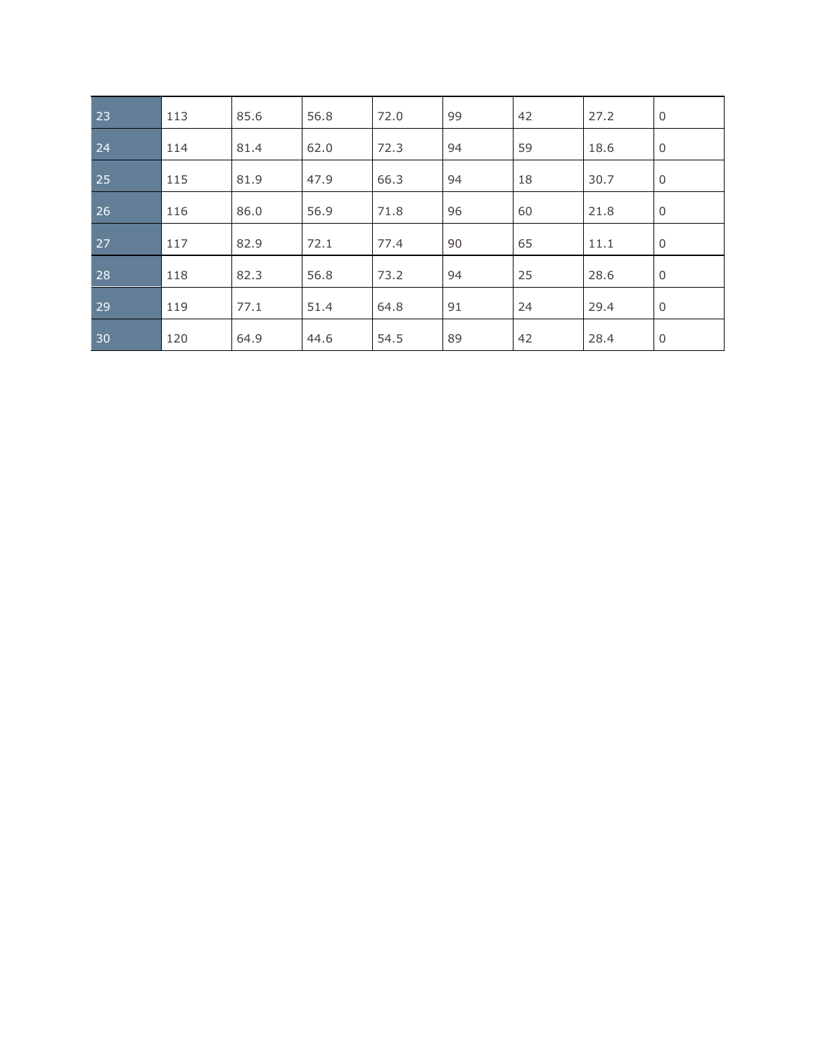| | | | | | | | | |
|---|---|---|---|---|---|---|---|---|
| 23 | 113 | 85.6 | 56.8 | 72.0 | 99 | 42 | 27.2 | 0 |
| 24 | 114 | 81.4 | 62.0 | 72.3 | 94 | 59 | 18.6 | 0 |
| 25 | 115 | 81.9 | 47.9 | 66.3 | 94 | 18 | 30.7 | 0 |
| 26 | 116 | 86.0 | 56.9 | 71.8 | 96 | 60 | 21.8 | 0 |
| 27 | 117 | 82.9 | 72.1 | 77.4 | 90 | 65 | 11.1 | 0 |
| 28 | 118 | 82.3 | 56.8 | 73.2 | 94 | 25 | 28.6 | 0 |
| 29 | 119 | 77.1 | 51.4 | 64.8 | 91 | 24 | 29.4 | 0 |
| 30 | 120 | 64.9 | 44.6 | 54.5 | 89 | 42 | 28.4 | 0 |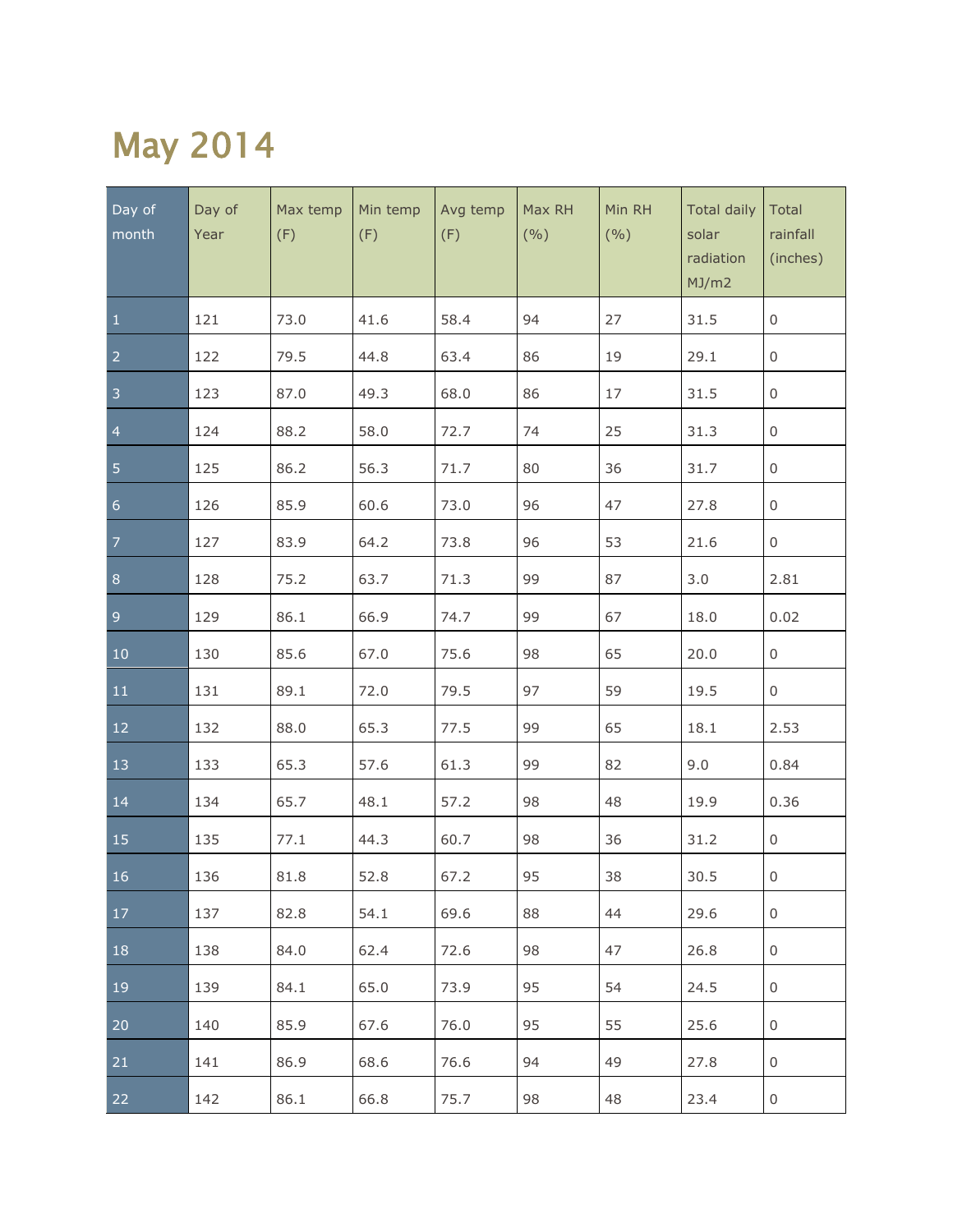# May 2014

| Day of month | Day of Year | Max temp (F) | Min temp (F) | Avg temp (F) | Max RH (%) | Min RH (%) | Total daily solar radiation MJ/m2 | Total rainfall (inches) |
|---|---|---|---|---|---|---|---|---|
| 1 | 121 | 73.0 | 41.6 | 58.4 | 94 | 27 | 31.5 | 0 |
| 2 | 122 | 79.5 | 44.8 | 63.4 | 86 | 19 | 29.1 | 0 |
| 3 | 123 | 87.0 | 49.3 | 68.0 | 86 | 17 | 31.5 | 0 |
| 4 | 124 | 88.2 | 58.0 | 72.7 | 74 | 25 | 31.3 | 0 |
| 5 | 125 | 86.2 | 56.3 | 71.7 | 80 | 36 | 31.7 | 0 |
| 6 | 126 | 85.9 | 60.6 | 73.0 | 96 | 47 | 27.8 | 0 |
| 7 | 127 | 83.9 | 64.2 | 73.8 | 96 | 53 | 21.6 | 0 |
| 8 | 128 | 75.2 | 63.7 | 71.3 | 99 | 87 | 3.0 | 2.81 |
| 9 | 129 | 86.1 | 66.9 | 74.7 | 99 | 67 | 18.0 | 0.02 |
| 10 | 130 | 85.6 | 67.0 | 75.6 | 98 | 65 | 20.0 | 0 |
| 11 | 131 | 89.1 | 72.0 | 79.5 | 97 | 59 | 19.5 | 0 |
| 12 | 132 | 88.0 | 65.3 | 77.5 | 99 | 65 | 18.1 | 2.53 |
| 13 | 133 | 65.3 | 57.6 | 61.3 | 99 | 82 | 9.0 | 0.84 |
| 14 | 134 | 65.7 | 48.1 | 57.2 | 98 | 48 | 19.9 | 0.36 |
| 15 | 135 | 77.1 | 44.3 | 60.7 | 98 | 36 | 31.2 | 0 |
| 16 | 136 | 81.8 | 52.8 | 67.2 | 95 | 38 | 30.5 | 0 |
| 17 | 137 | 82.8 | 54.1 | 69.6 | 88 | 44 | 29.6 | 0 |
| 18 | 138 | 84.0 | 62.4 | 72.6 | 98 | 47 | 26.8 | 0 |
| 19 | 139 | 84.1 | 65.0 | 73.9 | 95 | 54 | 24.5 | 0 |
| 20 | 140 | 85.9 | 67.6 | 76.0 | 95 | 55 | 25.6 | 0 |
| 21 | 141 | 86.9 | 68.6 | 76.6 | 94 | 49 | 27.8 | 0 |
| 22 | 142 | 86.1 | 66.8 | 75.7 | 98 | 48 | 23.4 | 0 |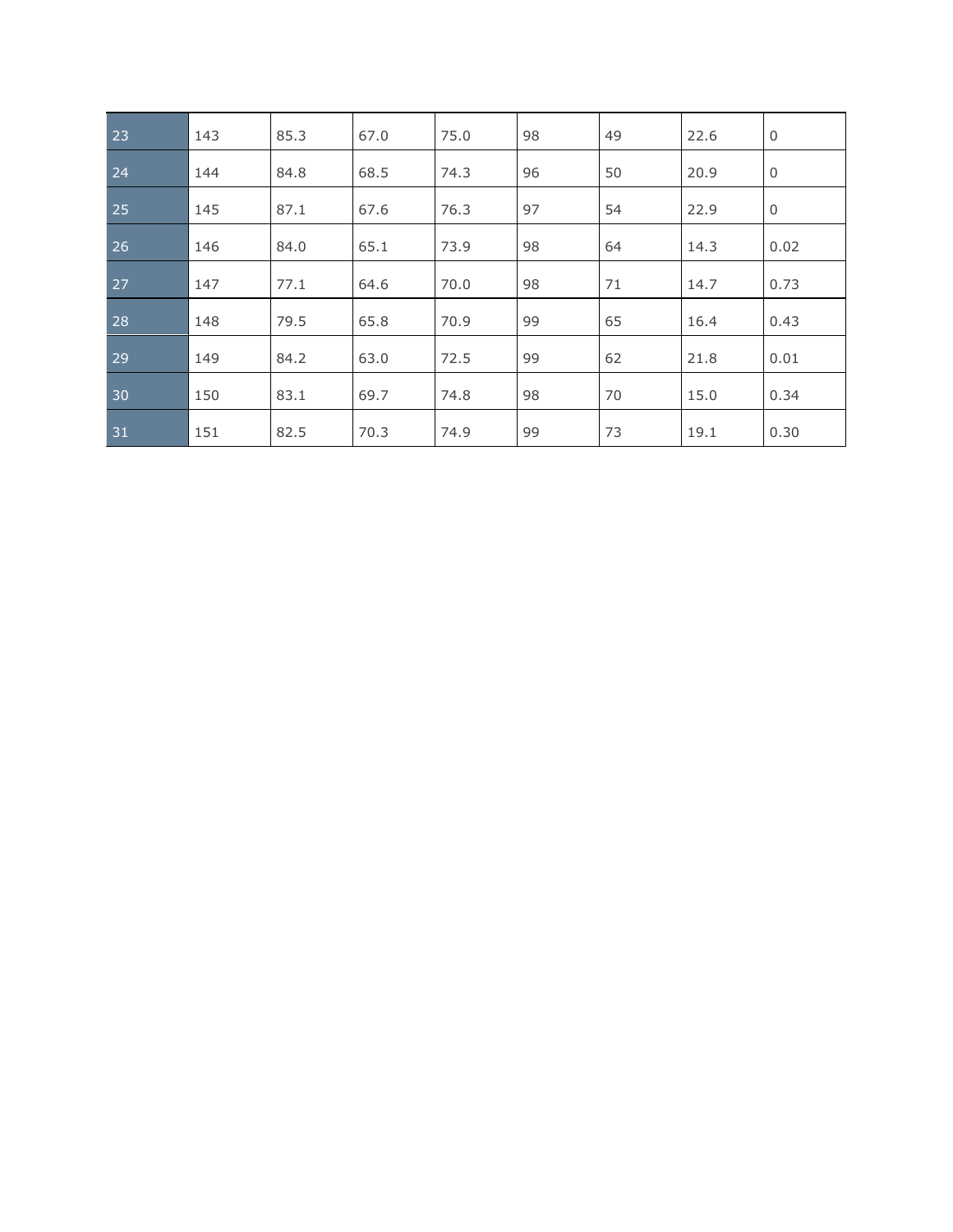| | | | | | | | | |
|---|---|---|---|---|---|---|---|---|
| 23 | 143 | 85.3 | 67.0 | 75.0 | 98 | 49 | 22.6 | 0 |
| 24 | 144 | 84.8 | 68.5 | 74.3 | 96 | 50 | 20.9 | 0 |
| 25 | 145 | 87.1 | 67.6 | 76.3 | 97 | 54 | 22.9 | 0 |
| 26 | 146 | 84.0 | 65.1 | 73.9 | 98 | 64 | 14.3 | 0.02 |
| 27 | 147 | 77.1 | 64.6 | 70.0 | 98 | 71 | 14.7 | 0.73 |
| 28 | 148 | 79.5 | 65.8 | 70.9 | 99 | 65 | 16.4 | 0.43 |
| 29 | 149 | 84.2 | 63.0 | 72.5 | 99 | 62 | 21.8 | 0.01 |
| 30 | 150 | 83.1 | 69.7 | 74.8 | 98 | 70 | 15.0 | 0.34 |
| 31 | 151 | 82.5 | 70.3 | 74.9 | 99 | 73 | 19.1 | 0.30 |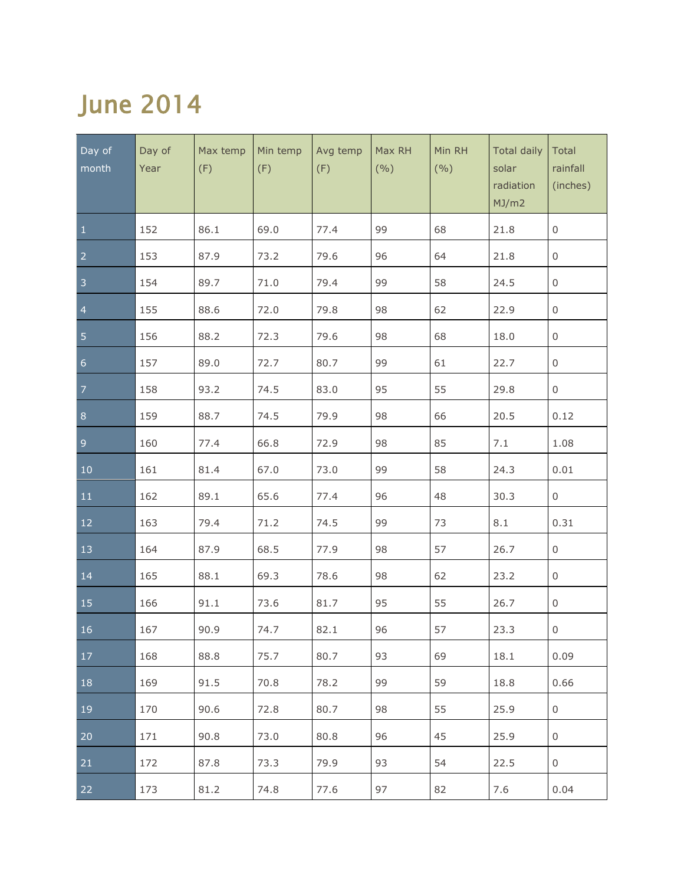# June 2014

| Day of month | Day of Year | Max temp (F) | Min temp (F) | Avg temp (F) | Max RH (%) | Min RH (%) | Total daily solar radiation MJ/m2 | Total rainfall (inches) |
|---|---|---|---|---|---|---|---|---|
| 1 | 152 | 86.1 | 69.0 | 77.4 | 99 | 68 | 21.8 | 0 |
| 2 | 153 | 87.9 | 73.2 | 79.6 | 96 | 64 | 21.8 | 0 |
| 3 | 154 | 89.7 | 71.0 | 79.4 | 99 | 58 | 24.5 | 0 |
| 4 | 155 | 88.6 | 72.0 | 79.8 | 98 | 62 | 22.9 | 0 |
| 5 | 156 | 88.2 | 72.3 | 79.6 | 98 | 68 | 18.0 | 0 |
| 6 | 157 | 89.0 | 72.7 | 80.7 | 99 | 61 | 22.7 | 0 |
| 7 | 158 | 93.2 | 74.5 | 83.0 | 95 | 55 | 29.8 | 0 |
| 8 | 159 | 88.7 | 74.5 | 79.9 | 98 | 66 | 20.5 | 0.12 |
| 9 | 160 | 77.4 | 66.8 | 72.9 | 98 | 85 | 7.1 | 1.08 |
| 10 | 161 | 81.4 | 67.0 | 73.0 | 99 | 58 | 24.3 | 0.01 |
| 11 | 162 | 89.1 | 65.6 | 77.4 | 96 | 48 | 30.3 | 0 |
| 12 | 163 | 79.4 | 71.2 | 74.5 | 99 | 73 | 8.1 | 0.31 |
| 13 | 164 | 87.9 | 68.5 | 77.9 | 98 | 57 | 26.7 | 0 |
| 14 | 165 | 88.1 | 69.3 | 78.6 | 98 | 62 | 23.2 | 0 |
| 15 | 166 | 91.1 | 73.6 | 81.7 | 95 | 55 | 26.7 | 0 |
| 16 | 167 | 90.9 | 74.7 | 82.1 | 96 | 57 | 23.3 | 0 |
| 17 | 168 | 88.8 | 75.7 | 80.7 | 93 | 69 | 18.1 | 0.09 |
| 18 | 169 | 91.5 | 70.8 | 78.2 | 99 | 59 | 18.8 | 0.66 |
| 19 | 170 | 90.6 | 72.8 | 80.7 | 98 | 55 | 25.9 | 0 |
| 20 | 171 | 90.8 | 73.0 | 80.8 | 96 | 45 | 25.9 | 0 |
| 21 | 172 | 87.8 | 73.3 | 79.9 | 93 | 54 | 22.5 | 0 |
| 22 | 173 | 81.2 | 74.8 | 77.6 | 97 | 82 | 7.6 | 0.04 |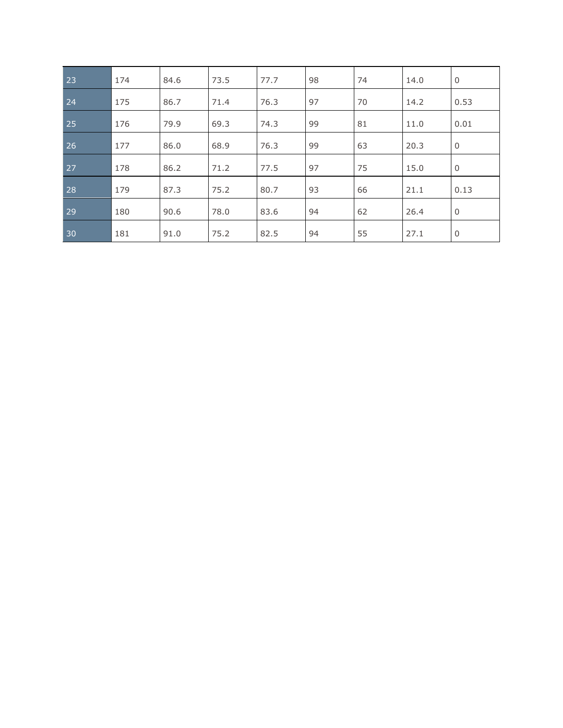| 23 | 174 | 84.6 | 73.5 | 77.7 | 98 | 74 | 14.0 | 0 |
|---|---|---|---|---|---|---|---|---|
| 24 | 175 | 86.7 | 71.4 | 76.3 | 97 | 70 | 14.2 | 0.53 |
| 25 | 176 | 79.9 | 69.3 | 74.3 | 99 | 81 | 11.0 | 0.01 |
| 26 | 177 | 86.0 | 68.9 | 76.3 | 99 | 63 | 20.3 | 0 |
| 27 | 178 | 86.2 | 71.2 | 77.5 | 97 | 75 | 15.0 | 0 |
| 28 | 179 | 87.3 | 75.2 | 80.7 | 93 | 66 | 21.1 | 0.13 |
| 29 | 180 | 90.6 | 78.0 | 83.6 | 94 | 62 | 26.4 | 0 |
| 30 | 181 | 91.0 | 75.2 | 82.5 | 94 | 55 | 27.1 | 0 |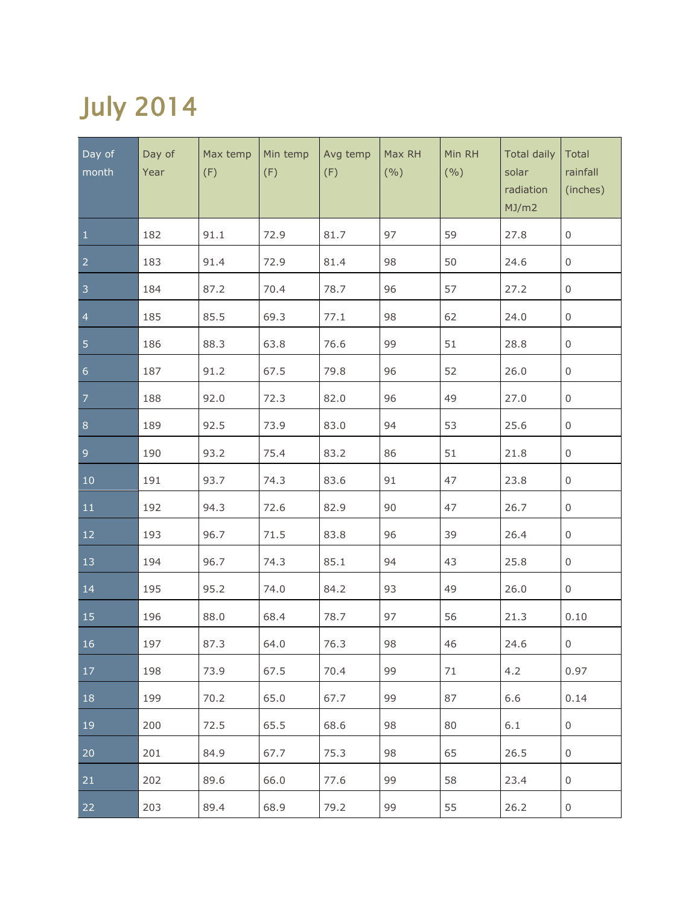# July 2014

| Day of month | Day of Year | Max temp (F) | Min temp (F) | Avg temp (F) | Max RH (%) | Min RH (%) | Total daily solar radiation MJ/m2 | Total rainfall (inches) |
|---|---|---|---|---|---|---|---|---|
| 1 | 182 | 91.1 | 72.9 | 81.7 | 97 | 59 | 27.8 | 0 |
| 2 | 183 | 91.4 | 72.9 | 81.4 | 98 | 50 | 24.6 | 0 |
| 3 | 184 | 87.2 | 70.4 | 78.7 | 96 | 57 | 27.2 | 0 |
| 4 | 185 | 85.5 | 69.3 | 77.1 | 98 | 62 | 24.0 | 0 |
| 5 | 186 | 88.3 | 63.8 | 76.6 | 99 | 51 | 28.8 | 0 |
| 6 | 187 | 91.2 | 67.5 | 79.8 | 96 | 52 | 26.0 | 0 |
| 7 | 188 | 92.0 | 72.3 | 82.0 | 96 | 49 | 27.0 | 0 |
| 8 | 189 | 92.5 | 73.9 | 83.0 | 94 | 53 | 25.6 | 0 |
| 9 | 190 | 93.2 | 75.4 | 83.2 | 86 | 51 | 21.8 | 0 |
| 10 | 191 | 93.7 | 74.3 | 83.6 | 91 | 47 | 23.8 | 0 |
| 11 | 192 | 94.3 | 72.6 | 82.9 | 90 | 47 | 26.7 | 0 |
| 12 | 193 | 96.7 | 71.5 | 83.8 | 96 | 39 | 26.4 | 0 |
| 13 | 194 | 96.7 | 74.3 | 85.1 | 94 | 43 | 25.8 | 0 |
| 14 | 195 | 95.2 | 74.0 | 84.2 | 93 | 49 | 26.0 | 0 |
| 15 | 196 | 88.0 | 68.4 | 78.7 | 97 | 56 | 21.3 | 0.10 |
| 16 | 197 | 87.3 | 64.0 | 76.3 | 98 | 46 | 24.6 | 0 |
| 17 | 198 | 73.9 | 67.5 | 70.4 | 99 | 71 | 4.2 | 0.97 |
| 18 | 199 | 70.2 | 65.0 | 67.7 | 99 | 87 | 6.6 | 0.14 |
| 19 | 200 | 72.5 | 65.5 | 68.6 | 98 | 80 | 6.1 | 0 |
| 20 | 201 | 84.9 | 67.7 | 75.3 | 98 | 65 | 26.5 | 0 |
| 21 | 202 | 89.6 | 66.0 | 77.6 | 99 | 58 | 23.4 | 0 |
| 22 | 203 | 89.4 | 68.9 | 79.2 | 99 | 55 | 26.2 | 0 |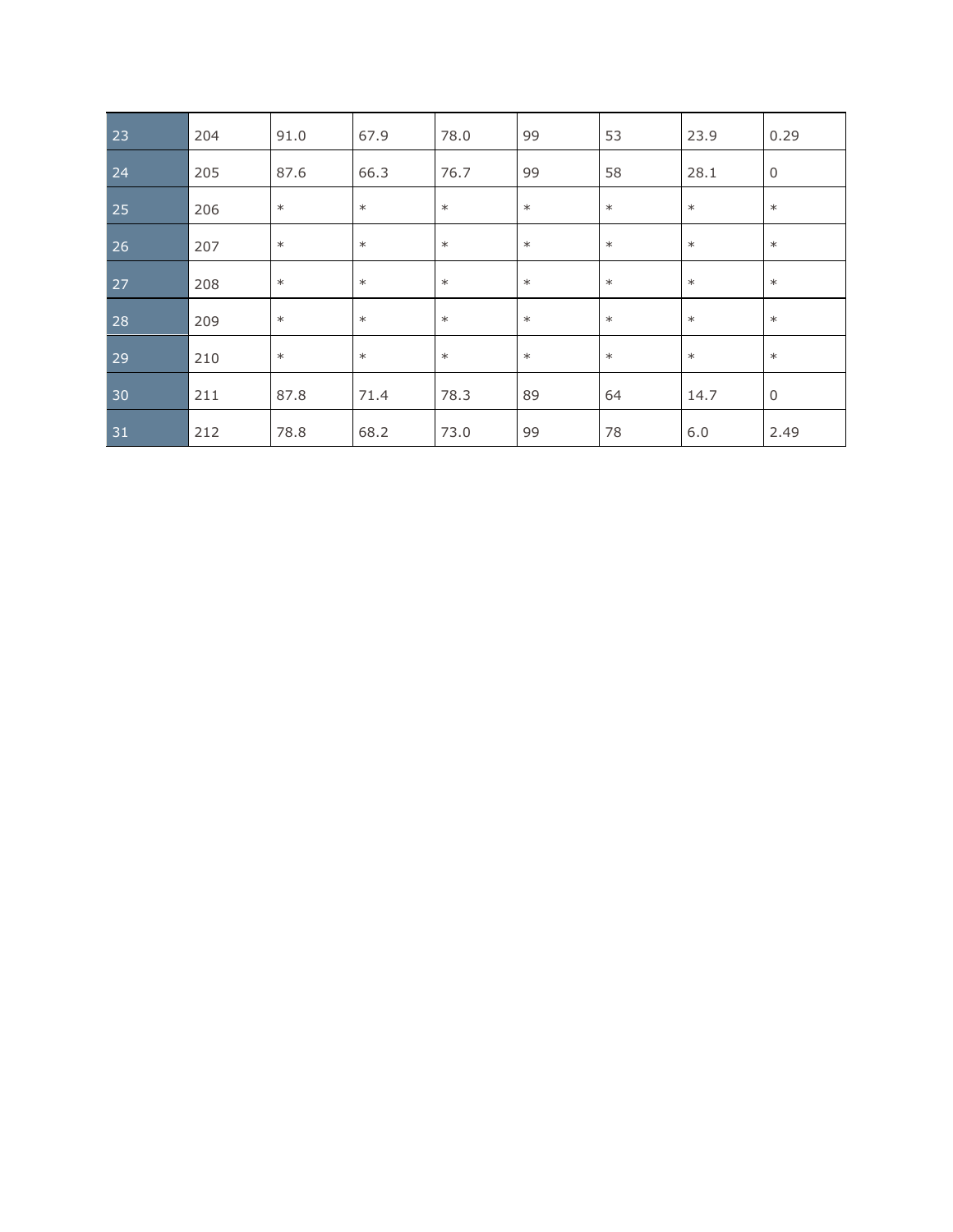| | | | | | | | | |
|---|---|---|---|---|---|---|---|---|
| 23 | 204 | 91.0 | 67.9 | 78.0 | 99 | 53 | 23.9 | 0.29 |
| 24 | 205 | 87.6 | 66.3 | 76.7 | 99 | 58 | 28.1 | 0 |
| 25 | 206 | * | * | * | * | * | * | * |
| 26 | 207 | * | * | * | * | * | * | * |
| 27 | 208 | * | * | * | * | * | * | * |
| 28 | 209 | * | * | * | * | * | * | * |
| 29 | 210 | * | * | * | * | * | * | * |
| 30 | 211 | 87.8 | 71.4 | 78.3 | 89 | 64 | 14.7 | 0 |
| 31 | 212 | 78.8 | 68.2 | 73.0 | 99 | 78 | 6.0 | 2.49 |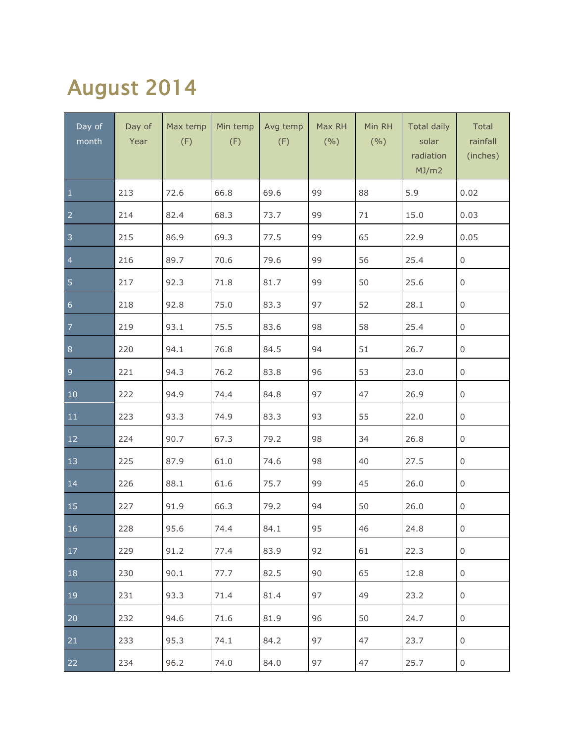# August 2014

| Day of month | Day of Year | Max temp (F) | Min temp (F) | Avg temp (F) | Max RH (%) | Min RH (%) | Total daily solar radiation MJ/m2 | Total rainfall (inches) |
|---|---|---|---|---|---|---|---|---|
| 1 | 213 | 72.6 | 66.8 | 69.6 | 99 | 88 | 5.9 | 0.02 |
| 2 | 214 | 82.4 | 68.3 | 73.7 | 99 | 71 | 15.0 | 0.03 |
| 3 | 215 | 86.9 | 69.3 | 77.5 | 99 | 65 | 22.9 | 0.05 |
| 4 | 216 | 89.7 | 70.6 | 79.6 | 99 | 56 | 25.4 | 0 |
| 5 | 217 | 92.3 | 71.8 | 81.7 | 99 | 50 | 25.6 | 0 |
| 6 | 218 | 92.8 | 75.0 | 83.3 | 97 | 52 | 28.1 | 0 |
| 7 | 219 | 93.1 | 75.5 | 83.6 | 98 | 58 | 25.4 | 0 |
| 8 | 220 | 94.1 | 76.8 | 84.5 | 94 | 51 | 26.7 | 0 |
| 9 | 221 | 94.3 | 76.2 | 83.8 | 96 | 53 | 23.0 | 0 |
| 10 | 222 | 94.9 | 74.4 | 84.8 | 97 | 47 | 26.9 | 0 |
| 11 | 223 | 93.3 | 74.9 | 83.3 | 93 | 55 | 22.0 | 0 |
| 12 | 224 | 90.7 | 67.3 | 79.2 | 98 | 34 | 26.8 | 0 |
| 13 | 225 | 87.9 | 61.0 | 74.6 | 98 | 40 | 27.5 | 0 |
| 14 | 226 | 88.1 | 61.6 | 75.7 | 99 | 45 | 26.0 | 0 |
| 15 | 227 | 91.9 | 66.3 | 79.2 | 94 | 50 | 26.0 | 0 |
| 16 | 228 | 95.6 | 74.4 | 84.1 | 95 | 46 | 24.8 | 0 |
| 17 | 229 | 91.2 | 77.4 | 83.9 | 92 | 61 | 22.3 | 0 |
| 18 | 230 | 90.1 | 77.7 | 82.5 | 90 | 65 | 12.8 | 0 |
| 19 | 231 | 93.3 | 71.4 | 81.4 | 97 | 49 | 23.2 | 0 |
| 20 | 232 | 94.6 | 71.6 | 81.9 | 96 | 50 | 24.7 | 0 |
| 21 | 233 | 95.3 | 74.1 | 84.2 | 97 | 47 | 23.7 | 0 |
| 22 | 234 | 96.2 | 74.0 | 84.0 | 97 | 47 | 25.7 | 0 |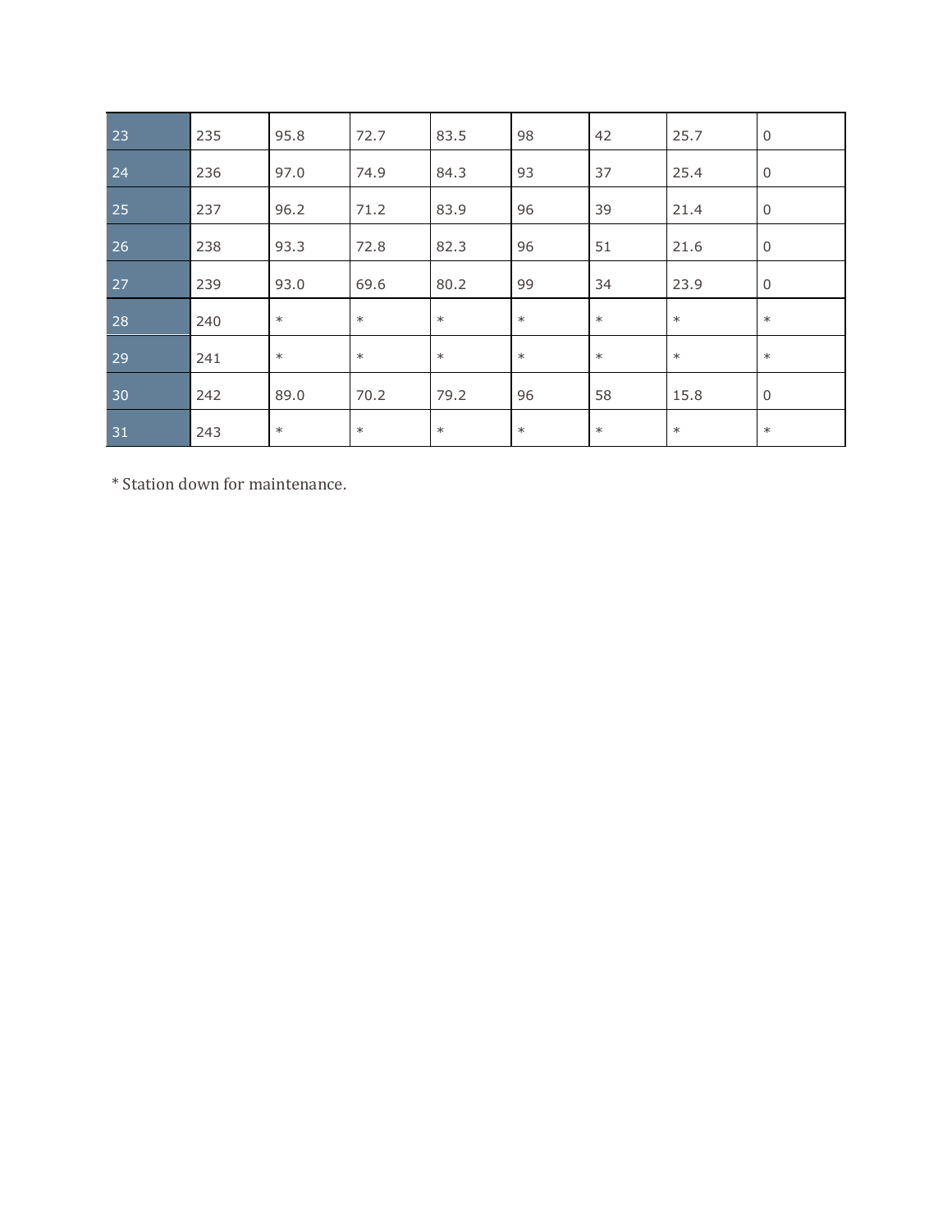| | | | | | | | | |
|---|---|---|---|---|---|---|---|---|
| 23 | 235 | 95.8 | 72.7 | 83.5 | 98 | 42 | 25.7 | 0 |
| 24 | 236 | 97.0 | 74.9 | 84.3 | 93 | 37 | 25.4 | 0 |
| 25 | 237 | 96.2 | 71.2 | 83.9 | 96 | 39 | 21.4 | 0 |
| 26 | 238 | 93.3 | 72.8 | 82.3 | 96 | 51 | 21.6 | 0 |
| 27 | 239 | 93.0 | 69.6 | 80.2 | 99 | 34 | 23.9 | 0 |
| 28 | 240 | * | * | * | * | * | * | * |
| 29 | 241 | * | * | * | * | * | * | * |
| 30 | 242 | 89.0 | 70.2 | 79.2 | 96 | 58 | 15.8 | 0 |
| 31 | 243 | * | * | * | * | * | * | * |

* Station down for maintenance.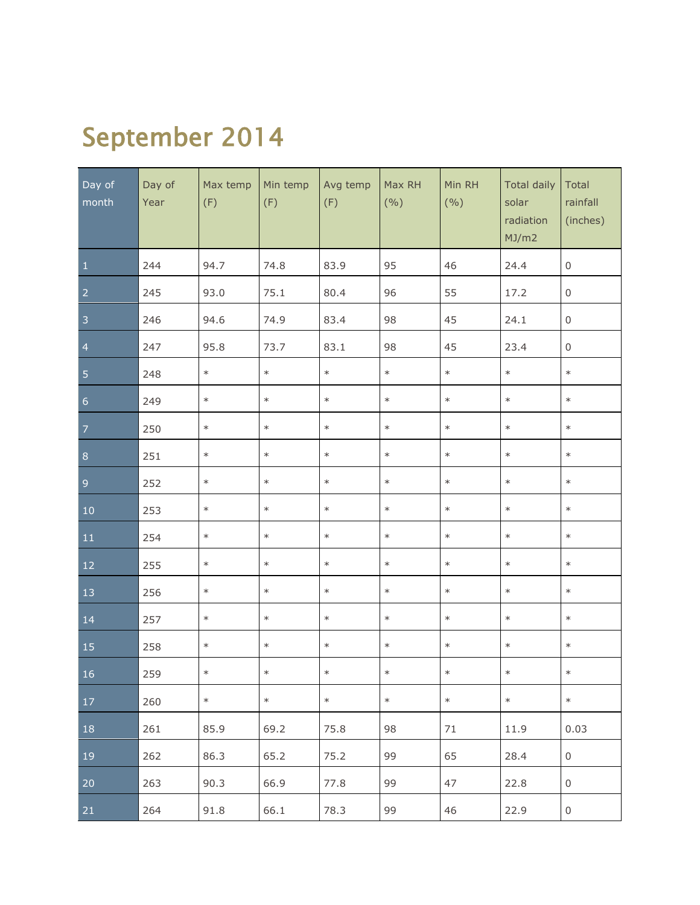# September 2014

| Day of month | Day of Year | Max temp (F) | Min temp (F) | Avg temp (F) | Max RH (%) | Min RH (%) | Total daily solar radiation MJ/m2 | Total rainfall (inches) |
|---|---|---|---|---|---|---|---|---|
| 1 | 244 | 94.7 | 74.8 | 83.9 | 95 | 46 | 24.4 | 0 |
| 2 | 245 | 93.0 | 75.1 | 80.4 | 96 | 55 | 17.2 | 0 |
| 3 | 246 | 94.6 | 74.9 | 83.4 | 98 | 45 | 24.1 | 0 |
| 4 | 247 | 95.8 | 73.7 | 83.1 | 98 | 45 | 23.4 | 0 |
| 5 | 248 | * | * | * | * | * | * | * |
| 6 | 249 | * | * | * | * | * | * | * |
| 7 | 250 | * | * | * | * | * | * | * |
| 8 | 251 | * | * | * | * | * | * | * |
| 9 | 252 | * | * | * | * | * | * | * |
| 10 | 253 | * | * | * | * | * | * | * |
| 11 | 254 | * | * | * | * | * | * | * |
| 12 | 255 | * | * | * | * | * | * | * |
| 13 | 256 | * | * | * | * | * | * | * |
| 14 | 257 | * | * | * | * | * | * | * |
| 15 | 258 | * | * | * | * | * | * | * |
| 16 | 259 | * | * | * | * | * | * | * |
| 17 | 260 | * | * | * | * | * | * | * |
| 18 | 261 | 85.9 | 69.2 | 75.8 | 98 | 71 | 11.9 | 0.03 |
| 19 | 262 | 86.3 | 65.2 | 75.2 | 99 | 65 | 28.4 | 0 |
| 20 | 263 | 90.3 | 66.9 | 77.8 | 99 | 47 | 22.8 | 0 |
| 21 | 264 | 91.8 | 66.1 | 78.3 | 99 | 46 | 22.9 | 0 |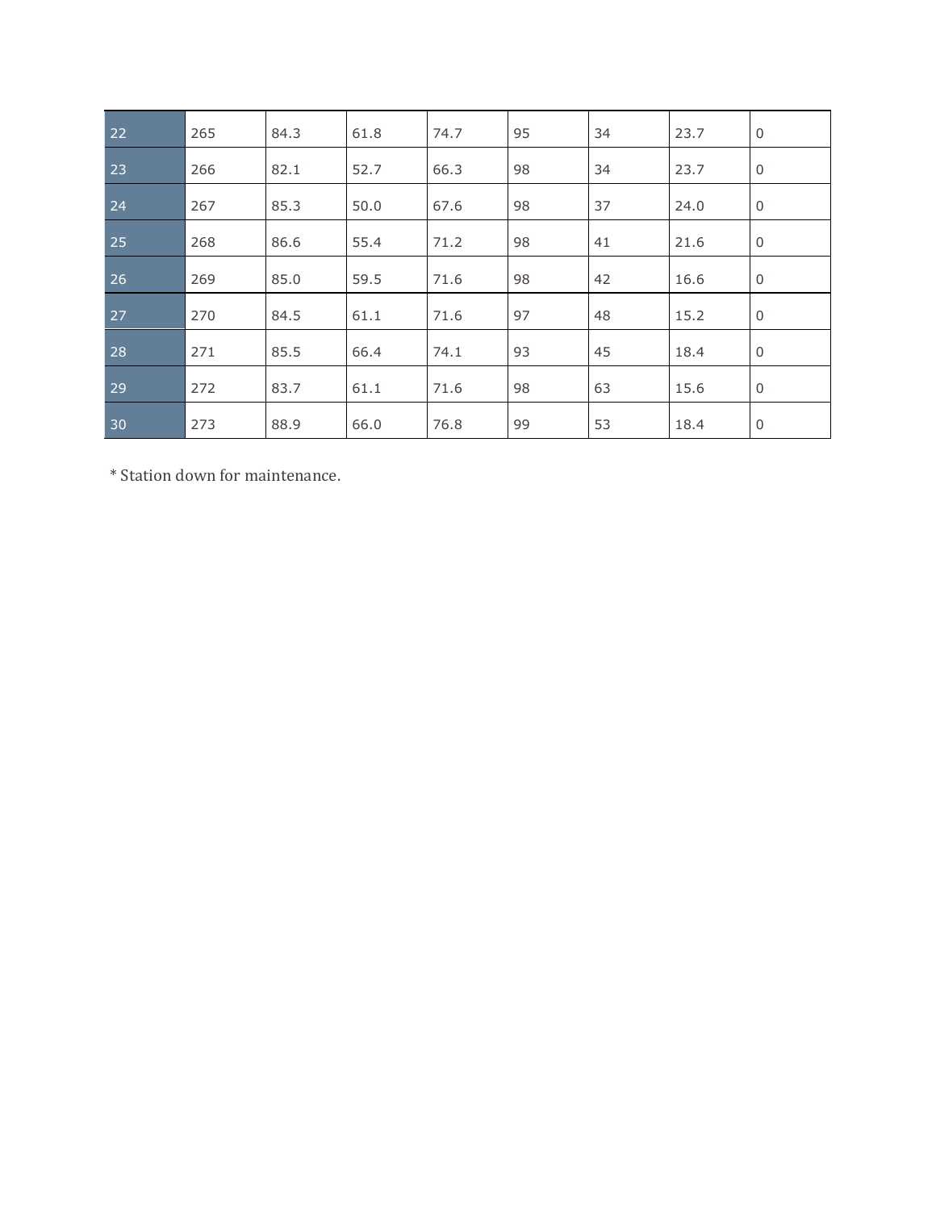| | | | | | | | | |
|---|---|---|---|---|---|---|---|---|
| 22 | 265 | 84.3 | 61.8 | 74.7 | 95 | 34 | 23.7 | 0 |
| 23 | 266 | 82.1 | 52.7 | 66.3 | 98 | 34 | 23.7 | 0 |
| 24 | 267 | 85.3 | 50.0 | 67.6 | 98 | 37 | 24.0 | 0 |
| 25 | 268 | 86.6 | 55.4 | 71.2 | 98 | 41 | 21.6 | 0 |
| 26 | 269 | 85.0 | 59.5 | 71.6 | 98 | 42 | 16.6 | 0 |
| 27 | 270 | 84.5 | 61.1 | 71.6 | 97 | 48 | 15.2 | 0 |
| 28 | 271 | 85.5 | 66.4 | 74.1 | 93 | 45 | 18.4 | 0 |
| 29 | 272 | 83.7 | 61.1 | 71.6 | 98 | 63 | 15.6 | 0 |
| 30 | 273 | 88.9 | 66.0 | 76.8 | 99 | 53 | 18.4 | 0 |

* Station down for maintenance.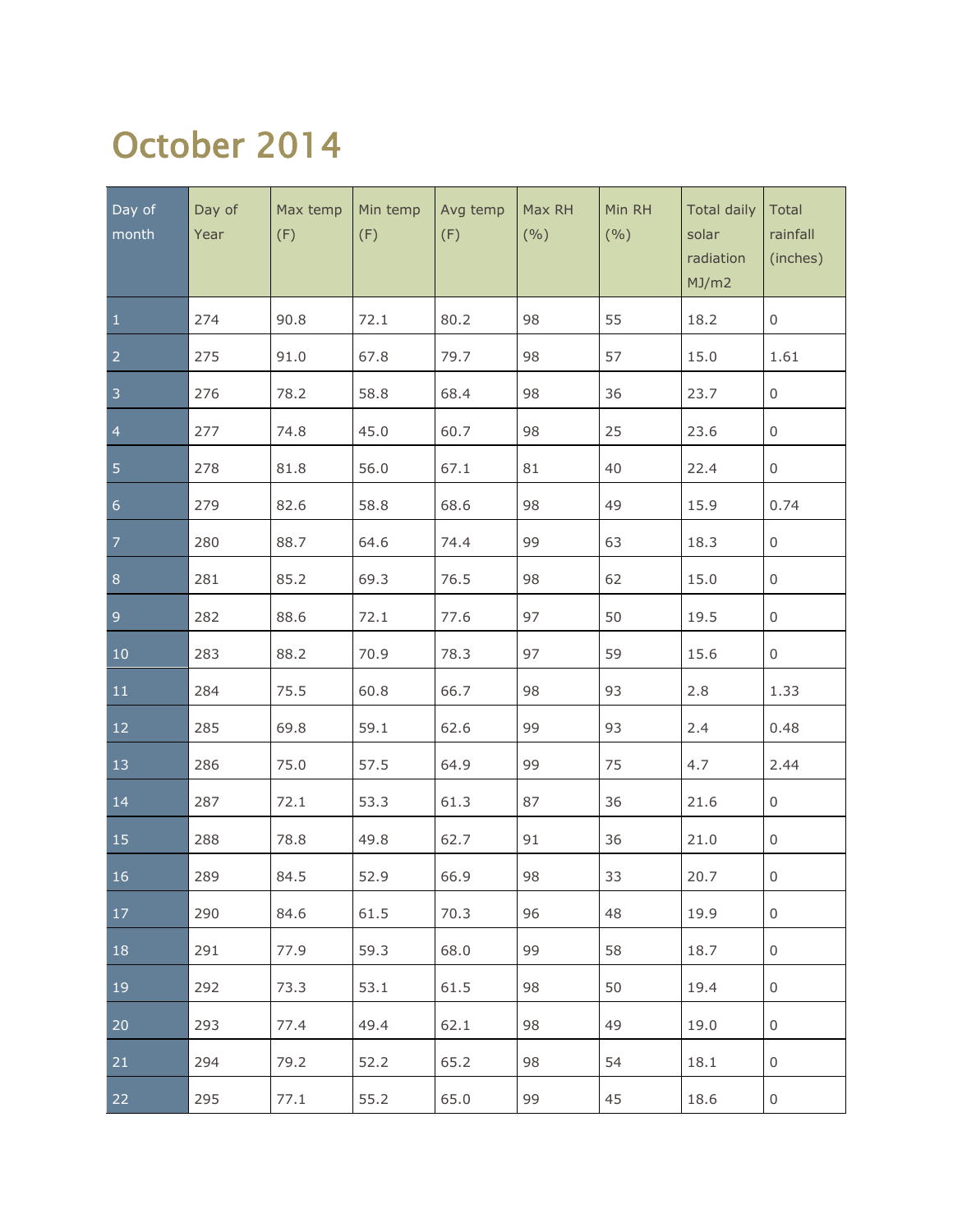# October 2014

| Day of month | Day of Year | Max temp (F) | Min temp (F) | Avg temp (F) | Max RH (%) | Min RH (%) | Total daily solar radiation MJ/m2 | Total rainfall (inches) |
|---|---|---|---|---|---|---|---|---|
| 1 | 274 | 90.8 | 72.1 | 80.2 | 98 | 55 | 18.2 | 0 |
| 2 | 275 | 91.0 | 67.8 | 79.7 | 98 | 57 | 15.0 | 1.61 |
| 3 | 276 | 78.2 | 58.8 | 68.4 | 98 | 36 | 23.7 | 0 |
| 4 | 277 | 74.8 | 45.0 | 60.7 | 98 | 25 | 23.6 | 0 |
| 5 | 278 | 81.8 | 56.0 | 67.1 | 81 | 40 | 22.4 | 0 |
| 6 | 279 | 82.6 | 58.8 | 68.6 | 98 | 49 | 15.9 | 0.74 |
| 7 | 280 | 88.7 | 64.6 | 74.4 | 99 | 63 | 18.3 | 0 |
| 8 | 281 | 85.2 | 69.3 | 76.5 | 98 | 62 | 15.0 | 0 |
| 9 | 282 | 88.6 | 72.1 | 77.6 | 97 | 50 | 19.5 | 0 |
| 10 | 283 | 88.2 | 70.9 | 78.3 | 97 | 59 | 15.6 | 0 |
| 11 | 284 | 75.5 | 60.8 | 66.7 | 98 | 93 | 2.8 | 1.33 |
| 12 | 285 | 69.8 | 59.1 | 62.6 | 99 | 93 | 2.4 | 0.48 |
| 13 | 286 | 75.0 | 57.5 | 64.9 | 99 | 75 | 4.7 | 2.44 |
| 14 | 287 | 72.1 | 53.3 | 61.3 | 87 | 36 | 21.6 | 0 |
| 15 | 288 | 78.8 | 49.8 | 62.7 | 91 | 36 | 21.0 | 0 |
| 16 | 289 | 84.5 | 52.9 | 66.9 | 98 | 33 | 20.7 | 0 |
| 17 | 290 | 84.6 | 61.5 | 70.3 | 96 | 48 | 19.9 | 0 |
| 18 | 291 | 77.9 | 59.3 | 68.0 | 99 | 58 | 18.7 | 0 |
| 19 | 292 | 73.3 | 53.1 | 61.5 | 98 | 50 | 19.4 | 0 |
| 20 | 293 | 77.4 | 49.4 | 62.1 | 98 | 49 | 19.0 | 0 |
| 21 | 294 | 79.2 | 52.2 | 65.2 | 98 | 54 | 18.1 | 0 |
| 22 | 295 | 77.1 | 55.2 | 65.0 | 99 | 45 | 18.6 | 0 |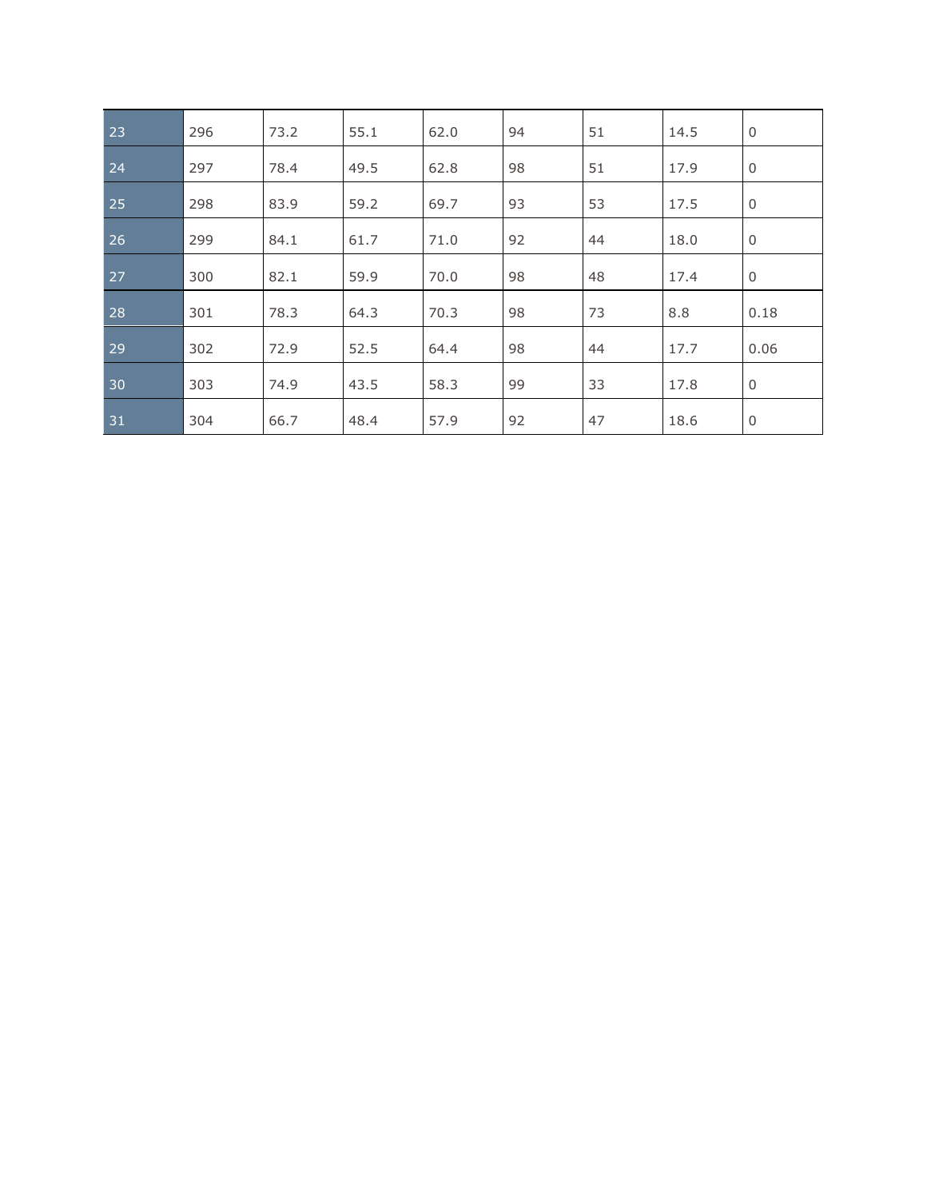| | | | | | | | | |
|---|---|---|---|---|---|---|---|---|
| 23 | 296 | 73.2 | 55.1 | 62.0 | 94 | 51 | 14.5 | 0 |
| 24 | 297 | 78.4 | 49.5 | 62.8 | 98 | 51 | 17.9 | 0 |
| 25 | 298 | 83.9 | 59.2 | 69.7 | 93 | 53 | 17.5 | 0 |
| 26 | 299 | 84.1 | 61.7 | 71.0 | 92 | 44 | 18.0 | 0 |
| 27 | 300 | 82.1 | 59.9 | 70.0 | 98 | 48 | 17.4 | 0 |
| 28 | 301 | 78.3 | 64.3 | 70.3 | 98 | 73 | 8.8 | 0.18 |
| 29 | 302 | 72.9 | 52.5 | 64.4 | 98 | 44 | 17.7 | 0.06 |
| 30 | 303 | 74.9 | 43.5 | 58.3 | 99 | 33 | 17.8 | 0 |
| 31 | 304 | 66.7 | 48.4 | 57.9 | 92 | 47 | 18.6 | 0 |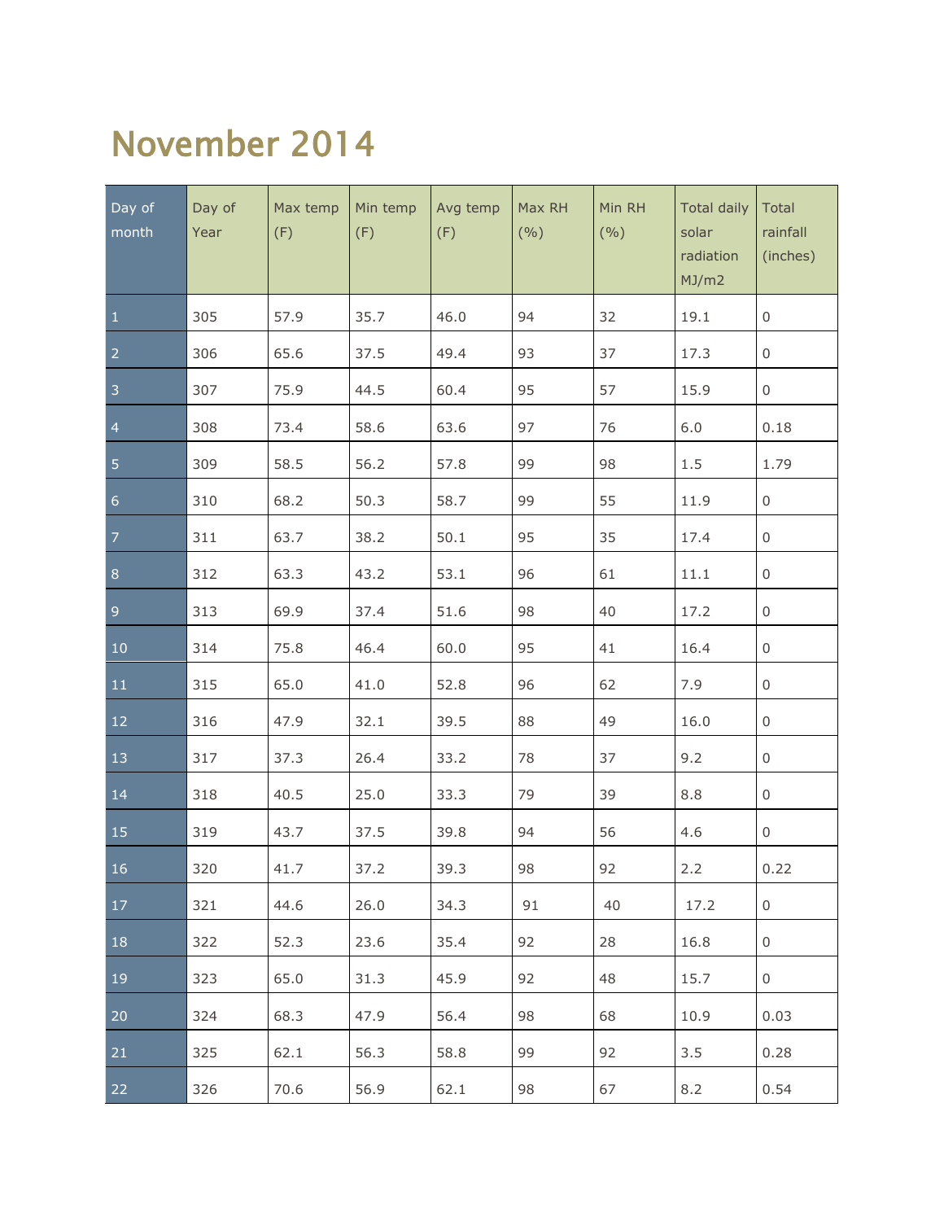# November 2014

| Day of month | Day of Year | Max temp (F) | Min temp (F) | Avg temp (F) | Max RH (%) | Min RH (%) | Total daily solar radiation MJ/m2 | Total rainfall (inches) |
|---|---|---|---|---|---|---|---|---|
| 1 | 305 | 57.9 | 35.7 | 46.0 | 94 | 32 | 19.1 | 0 |
| 2 | 306 | 65.6 | 37.5 | 49.4 | 93 | 37 | 17.3 | 0 |
| 3 | 307 | 75.9 | 44.5 | 60.4 | 95 | 57 | 15.9 | 0 |
| 4 | 308 | 73.4 | 58.6 | 63.6 | 97 | 76 | 6.0 | 0.18 |
| 5 | 309 | 58.5 | 56.2 | 57.8 | 99 | 98 | 1.5 | 1.79 |
| 6 | 310 | 68.2 | 50.3 | 58.7 | 99 | 55 | 11.9 | 0 |
| 7 | 311 | 63.7 | 38.2 | 50.1 | 95 | 35 | 17.4 | 0 |
| 8 | 312 | 63.3 | 43.2 | 53.1 | 96 | 61 | 11.1 | 0 |
| 9 | 313 | 69.9 | 37.4 | 51.6 | 98 | 40 | 17.2 | 0 |
| 10 | 314 | 75.8 | 46.4 | 60.0 | 95 | 41 | 16.4 | 0 |
| 11 | 315 | 65.0 | 41.0 | 52.8 | 96 | 62 | 7.9 | 0 |
| 12 | 316 | 47.9 | 32.1 | 39.5 | 88 | 49 | 16.0 | 0 |
| 13 | 317 | 37.3 | 26.4 | 33.2 | 78 | 37 | 9.2 | 0 |
| 14 | 318 | 40.5 | 25.0 | 33.3 | 79 | 39 | 8.8 | 0 |
| 15 | 319 | 43.7 | 37.5 | 39.8 | 94 | 56 | 4.6 | 0 |
| 16 | 320 | 41.7 | 37.2 | 39.3 | 98 | 92 | 2.2 | 0.22 |
| 17 | 321 | 44.6 | 26.0 | 34.3 | 91 | 40 | 17.2 | 0 |
| 18 | 322 | 52.3 | 23.6 | 35.4 | 92 | 28 | 16.8 | 0 |
| 19 | 323 | 65.0 | 31.3 | 45.9 | 92 | 48 | 15.7 | 0 |
| 20 | 324 | 68.3 | 47.9 | 56.4 | 98 | 68 | 10.9 | 0.03 |
| 21 | 325 | 62.1 | 56.3 | 58.8 | 99 | 92 | 3.5 | 0.28 |
| 22 | 326 | 70.6 | 56.9 | 62.1 | 98 | 67 | 8.2 | 0.54 |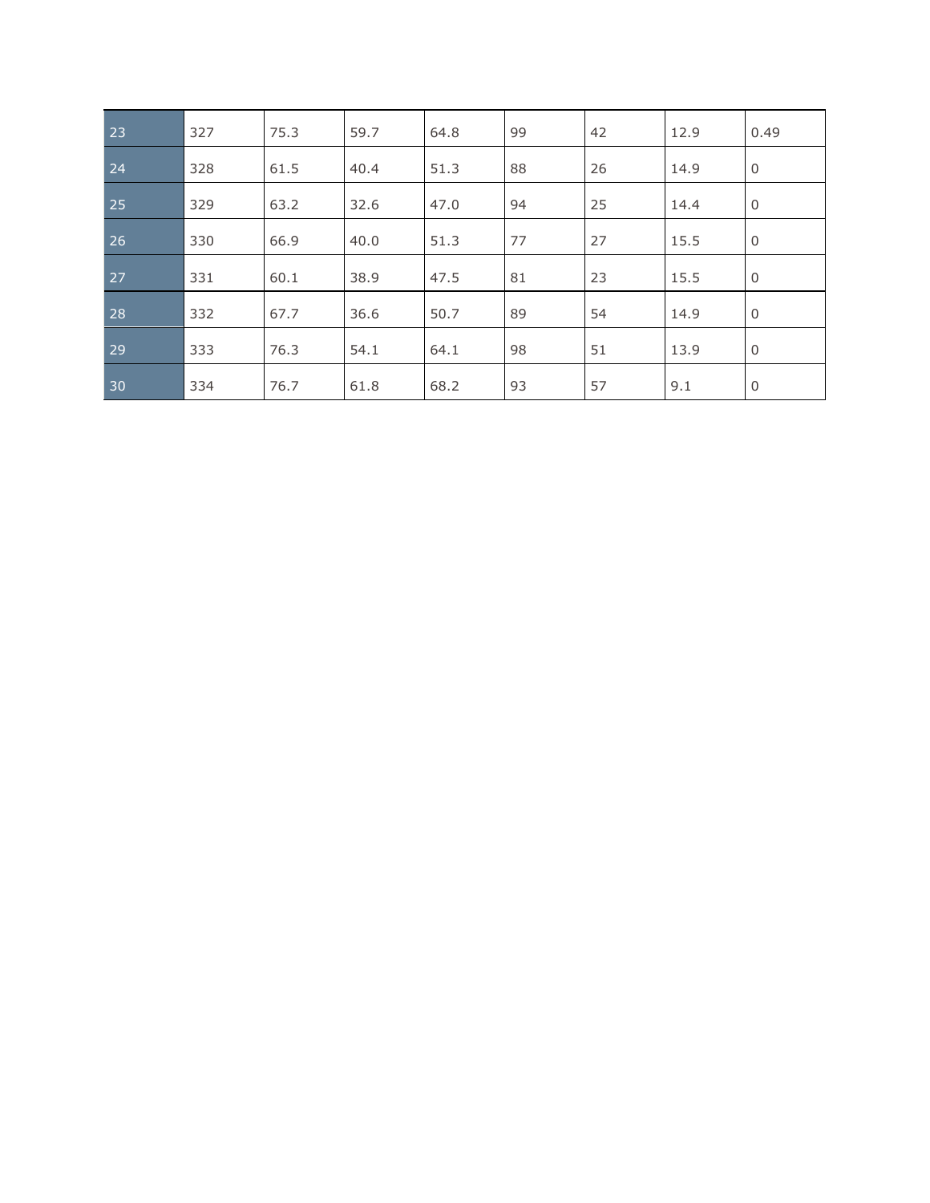| 23 | 327 | 75.3 | 59.7 | 64.8 | 99 | 42 | 12.9 | 0.49 |
|---|---|---|---|---|---|---|---|---|
| 24 | 328 | 61.5 | 40.4 | 51.3 | 88 | 26 | 14.9 | 0 |
| 25 | 329 | 63.2 | 32.6 | 47.0 | 94 | 25 | 14.4 | 0 |
| 26 | 330 | 66.9 | 40.0 | 51.3 | 77 | 27 | 15.5 | 0 |
| 27 | 331 | 60.1 | 38.9 | 47.5 | 81 | 23 | 15.5 | 0 |
| 28 | 332 | 67.7 | 36.6 | 50.7 | 89 | 54 | 14.9 | 0 |
| 29 | 333 | 76.3 | 54.1 | 64.1 | 98 | 51 | 13.9 | 0 |
| 30 | 334 | 76.7 | 61.8 | 68.2 | 93 | 57 | 9.1 | 0 |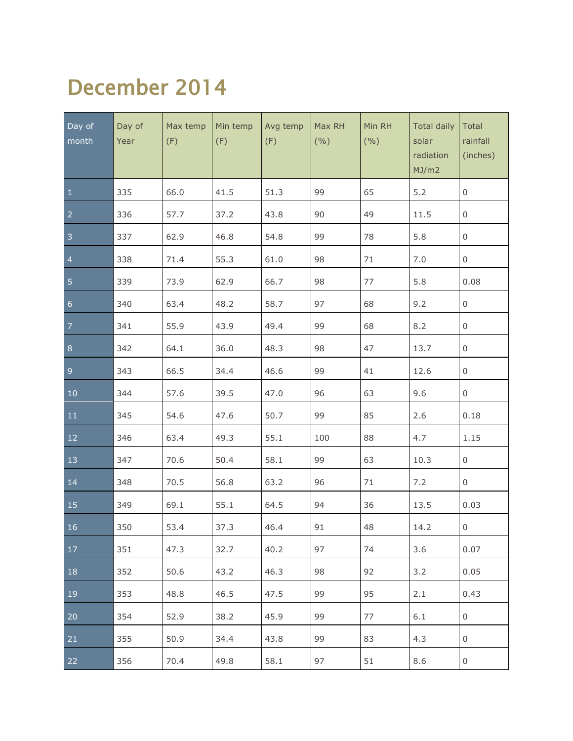# December 2014

| Day of month | Day of Year | Max temp (F) | Min temp (F) | Avg temp (F) | Max RH (%) | Min RH (%) | Total daily solar radiation MJ/m2 | Total rainfall (inches) |
|---|---|---|---|---|---|---|---|---|
| 1 | 335 | 66.0 | 41.5 | 51.3 | 99 | 65 | 5.2 | 0 |
| 2 | 336 | 57.7 | 37.2 | 43.8 | 90 | 49 | 11.5 | 0 |
| 3 | 337 | 62.9 | 46.8 | 54.8 | 99 | 78 | 5.8 | 0 |
| 4 | 338 | 71.4 | 55.3 | 61.0 | 98 | 71 | 7.0 | 0 |
| 5 | 339 | 73.9 | 62.9 | 66.7 | 98 | 77 | 5.8 | 0.08 |
| 6 | 340 | 63.4 | 48.2 | 58.7 | 97 | 68 | 9.2 | 0 |
| 7 | 341 | 55.9 | 43.9 | 49.4 | 99 | 68 | 8.2 | 0 |
| 8 | 342 | 64.1 | 36.0 | 48.3 | 98 | 47 | 13.7 | 0 |
| 9 | 343 | 66.5 | 34.4 | 46.6 | 99 | 41 | 12.6 | 0 |
| 10 | 344 | 57.6 | 39.5 | 47.0 | 96 | 63 | 9.6 | 0 |
| 11 | 345 | 54.6 | 47.6 | 50.7 | 99 | 85 | 2.6 | 0.18 |
| 12 | 346 | 63.4 | 49.3 | 55.1 | 100 | 88 | 4.7 | 1.15 |
| 13 | 347 | 70.6 | 50.4 | 58.1 | 99 | 63 | 10.3 | 0 |
| 14 | 348 | 70.5 | 56.8 | 63.2 | 96 | 71 | 7.2 | 0 |
| 15 | 349 | 69.1 | 55.1 | 64.5 | 94 | 36 | 13.5 | 0.03 |
| 16 | 350 | 53.4 | 37.3 | 46.4 | 91 | 48 | 14.2 | 0 |
| 17 | 351 | 47.3 | 32.7 | 40.2 | 97 | 74 | 3.6 | 0.07 |
| 18 | 352 | 50.6 | 43.2 | 46.3 | 98 | 92 | 3.2 | 0.05 |
| 19 | 353 | 48.8 | 46.5 | 47.5 | 99 | 95 | 2.1 | 0.43 |
| 20 | 354 | 52.9 | 38.2 | 45.9 | 99 | 77 | 6.1 | 0 |
| 21 | 355 | 50.9 | 34.4 | 43.8 | 99 | 83 | 4.3 | 0 |
| 22 | 356 | 70.4 | 49.8 | 58.1 | 97 | 51 | 8.6 | 0 |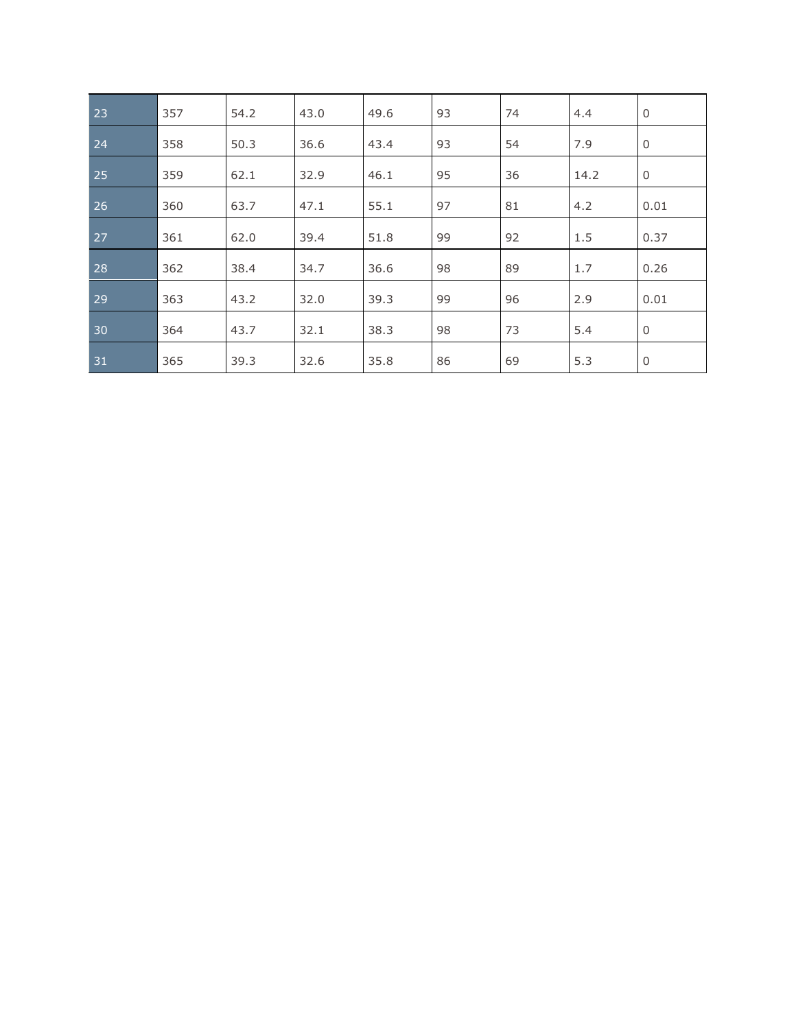| | | | | | | | | |
|---|---|---|---|---|---|---|---|---|
| 23 | 357 | 54.2 | 43.0 | 49.6 | 93 | 74 | 4.4 | 0 |
| 24 | 358 | 50.3 | 36.6 | 43.4 | 93 | 54 | 7.9 | 0 |
| 25 | 359 | 62.1 | 32.9 | 46.1 | 95 | 36 | 14.2 | 0 |
| 26 | 360 | 63.7 | 47.1 | 55.1 | 97 | 81 | 4.2 | 0.01 |
| 27 | 361 | 62.0 | 39.4 | 51.8 | 99 | 92 | 1.5 | 0.37 |
| 28 | 362 | 38.4 | 34.7 | 36.6 | 98 | 89 | 1.7 | 0.26 |
| 29 | 363 | 43.2 | 32.0 | 39.3 | 99 | 96 | 2.9 | 0.01 |
| 30 | 364 | 43.7 | 32.1 | 38.3 | 98 | 73 | 5.4 | 0 |
| 31 | 365 | 39.3 | 32.6 | 35.8 | 86 | 69 | 5.3 | 0 |